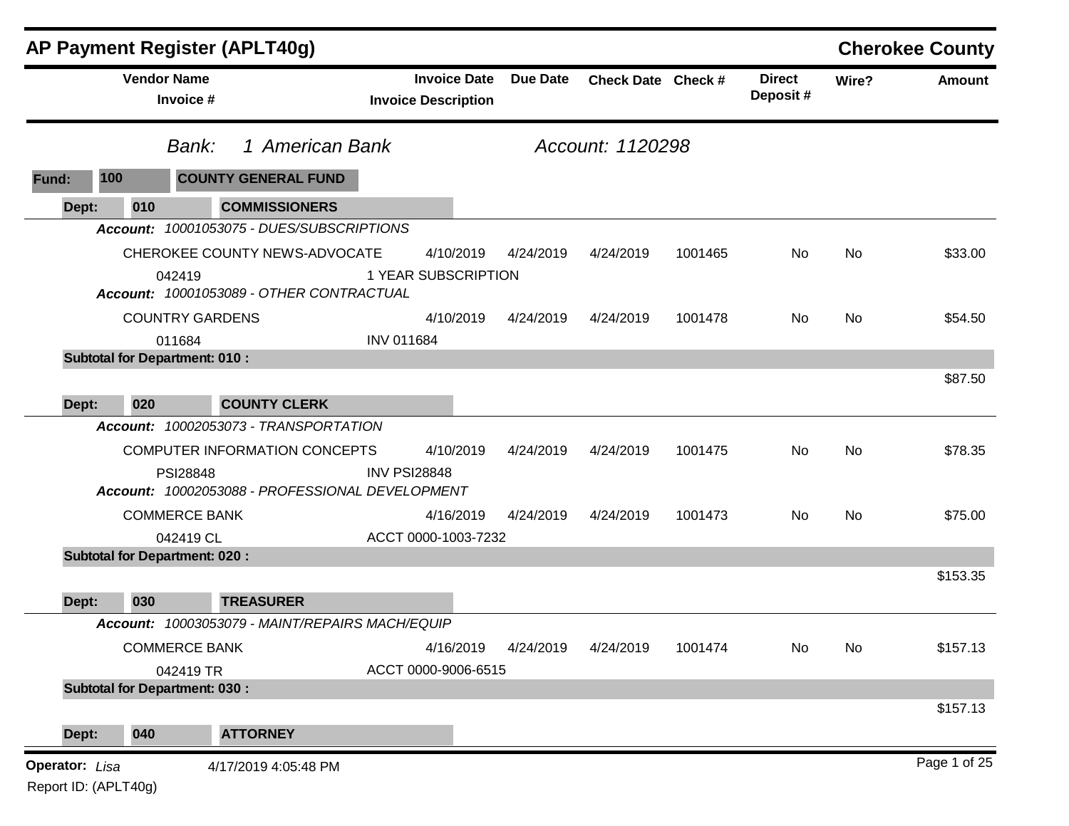# AP Payment Register (APLT40g)

**Cherokee County**

| Vendor Name / Invoice # | Invoice Date / Invoice Description | Due Date | Check Date | Check # | Direct Deposit # | Wire? | Amount |
|---|---|---|---|---|---|---|---|

*Bank: 1 American Bank* — *Account: 1120298*

**Fund: 100 COUNTY GENERAL FUND**

**Dept: 010 COMMISSIONERS**

***Account:*** *10001053075 - DUES/SUBSCRIPTIONS*

| Vendor Name / Invoice # | Invoice Date / Invoice Description | Due Date | Check Date | Check # | Direct Deposit # | Wire? | Amount |
|---|---|---|---|---|---|---|---|
| CHEROKEE COUNTY NEWS-ADVOCATE | 4/10/2019 | 4/24/2019 | 4/24/2019 | 1001465 | No | No | $33.00 |
| 042419 | 1 YEAR SUBSCRIPTION | | | | | | |

***Account:*** *10001053089 - OTHER CONTRACTUAL*

| Vendor Name / Invoice # | Invoice Date / Invoice Description | Due Date | Check Date | Check # | Direct Deposit # | Wire? | Amount |
|---|---|---|---|---|---|---|---|
| COUNTRY GARDENS | 4/10/2019 | 4/24/2019 | 4/24/2019 | 1001478 | No | No | $54.50 |
| 011684 | INV 011684 | | | | | | |

**Subtotal for Department: 010 :** $87.50

**Dept: 020 COUNTY CLERK**

***Account:*** *10002053073 - TRANSPORTATION*

| Vendor Name / Invoice # | Invoice Date / Invoice Description | Due Date | Check Date | Check # | Direct Deposit # | Wire? | Amount |
|---|---|---|---|---|---|---|---|
| COMPUTER INFORMATION CONCEPTS | 4/10/2019 | 4/24/2019 | 4/24/2019 | 1001475 | No | No | $78.35 |
| PSI28848 | INV PSI28848 | | | | | | |

***Account:*** *10002053088 - PROFESSIONAL DEVELOPMENT*

| Vendor Name / Invoice # | Invoice Date / Invoice Description | Due Date | Check Date | Check # | Direct Deposit # | Wire? | Amount |
|---|---|---|---|---|---|---|---|
| COMMERCE BANK | 4/16/2019 | 4/24/2019 | 4/24/2019 | 1001473 | No | No | $75.00 |
| 042419 CL | ACCT 0000-1003-7232 | | | | | | |

**Subtotal for Department: 020 :** $153.35

**Dept: 030 TREASURER**

***Account:*** *10003053079 - MAINT/REPAIRS MACH/EQUIP*

| Vendor Name / Invoice # | Invoice Date / Invoice Description | Due Date | Check Date | Check # | Direct Deposit # | Wire? | Amount |
|---|---|---|---|---|---|---|---|
| COMMERCE BANK | 4/16/2019 | 4/24/2019 | 4/24/2019 | 1001474 | No | No | $157.13 |
| 042419 TR | ACCT 0000-9006-6515 | | | | | | |

**Subtotal for Department: 030 :** $157.13

**Dept: 040 ATTORNEY**

**Operator:** *Lisa* 4/17/2019 4:05:48 PM

Report ID: (APLT40g)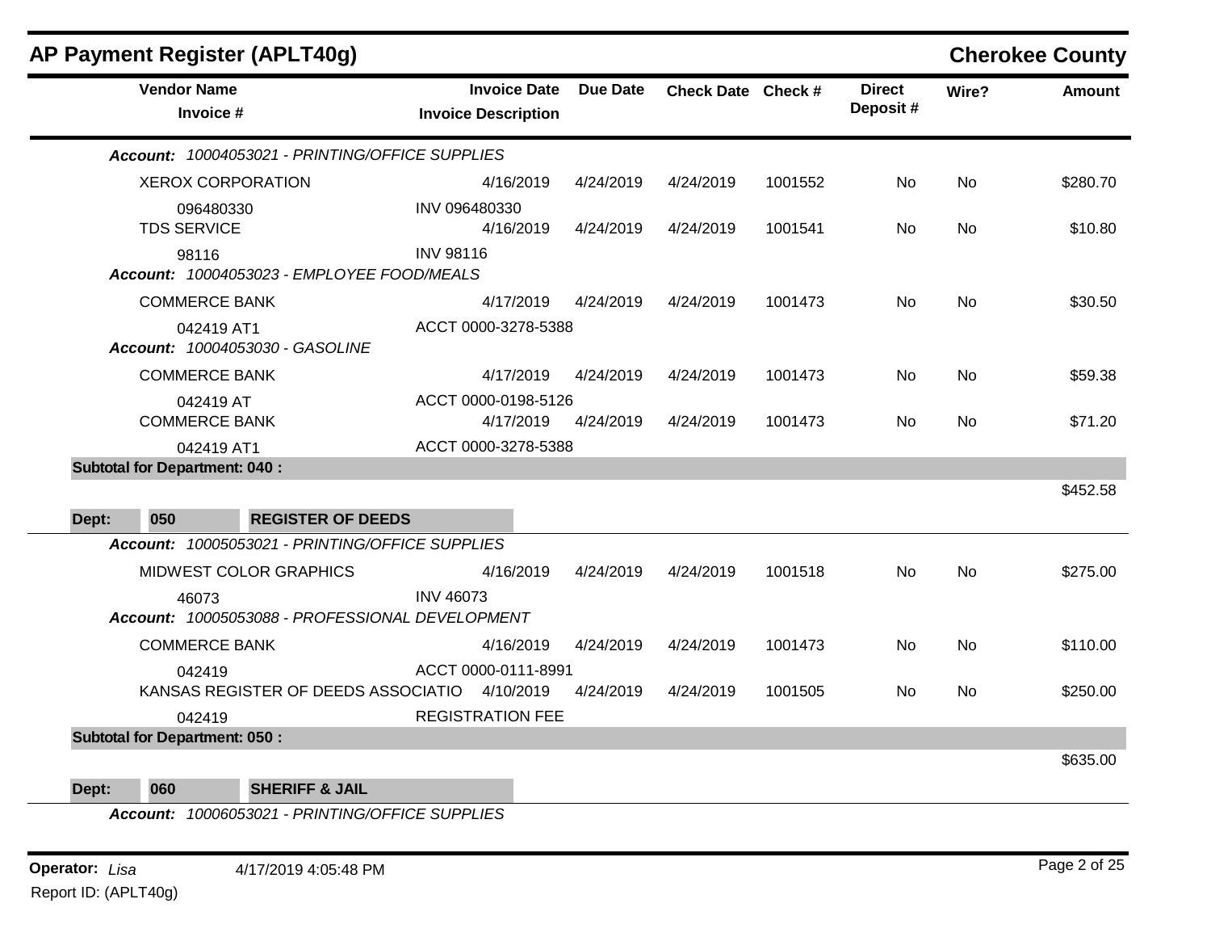## AP Payment Register (APLT40g)

**Cherokee County**

| Vendor Name / Invoice # | Invoice Date / Invoice Description | Due Date | Check Date | Check # | Direct Deposit # | Wire? | Amount |
|---|---|---|---|---|---|---|---|
| ***Account:*** *10004053021 - PRINTING/OFFICE SUPPLIES* | | | | | | | |
| XEROX CORPORATION | 4/16/2019 | 4/24/2019 | 4/24/2019 | 1001552 | No | No | $280.70 |
| 096480330 | INV 096480330 | | | | | | |
| TDS SERVICE | 4/16/2019 | 4/24/2019 | 4/24/2019 | 1001541 | No | No | $10.80 |
| 98116 | INV 98116 | | | | | | |
| ***Account:*** *10004053023 - EMPLOYEE FOOD/MEALS* | | | | | | | |
| COMMERCE BANK | 4/17/2019 | 4/24/2019 | 4/24/2019 | 1001473 | No | No | $30.50 |
| 042419 AT1 | ACCT 0000-3278-5388 | | | | | | |
| ***Account:*** *10004053030 - GASOLINE* | | | | | | | |
| COMMERCE BANK | 4/17/2019 | 4/24/2019 | 4/24/2019 | 1001473 | No | No | $59.38 |
| 042419 AT | ACCT 0000-0198-5126 | | | | | | |
| COMMERCE BANK | 4/17/2019 | 4/24/2019 | 4/24/2019 | 1001473 | No | No | $71.20 |
| 042419 AT1 | ACCT 0000-3278-5388 | | | | | | |
| **Subtotal for Department: 040 :** | | | | | | | $452.58 |

**Dept: 050 REGISTER OF DEEDS**

| Vendor Name / Invoice # | Invoice Date / Invoice Description | Due Date | Check Date | Check # | Direct Deposit # | Wire? | Amount |
|---|---|---|---|---|---|---|---|
| ***Account:*** *10005053021 - PRINTING/OFFICE SUPPLIES* | | | | | | | |
| MIDWEST COLOR GRAPHICS | 4/16/2019 | 4/24/2019 | 4/24/2019 | 1001518 | No | No | $275.00 |
| 46073 | INV 46073 | | | | | | |
| ***Account:*** *10005053088 - PROFESSIONAL DEVELOPMENT* | | | | | | | |
| COMMERCE BANK | 4/16/2019 | 4/24/2019 | 4/24/2019 | 1001473 | No | No | $110.00 |
| 042419 | ACCT 0000-0111-8991 | | | | | | |
| KANSAS REGISTER OF DEEDS ASSOCIATIO | 4/10/2019 | 4/24/2019 | 4/24/2019 | 1001505 | No | No | $250.00 |
| 042419 | REGISTRATION FEE | | | | | | |
| **Subtotal for Department: 050 :** | | | | | | | $635.00 |

**Dept: 060 SHERIFF & JAIL**

***Account:*** *10006053021 - PRINTING/OFFICE SUPPLIES*

**Operator:** *Lisa* 4/17/2019 4:05:48 PM

Report ID: (APLT40g)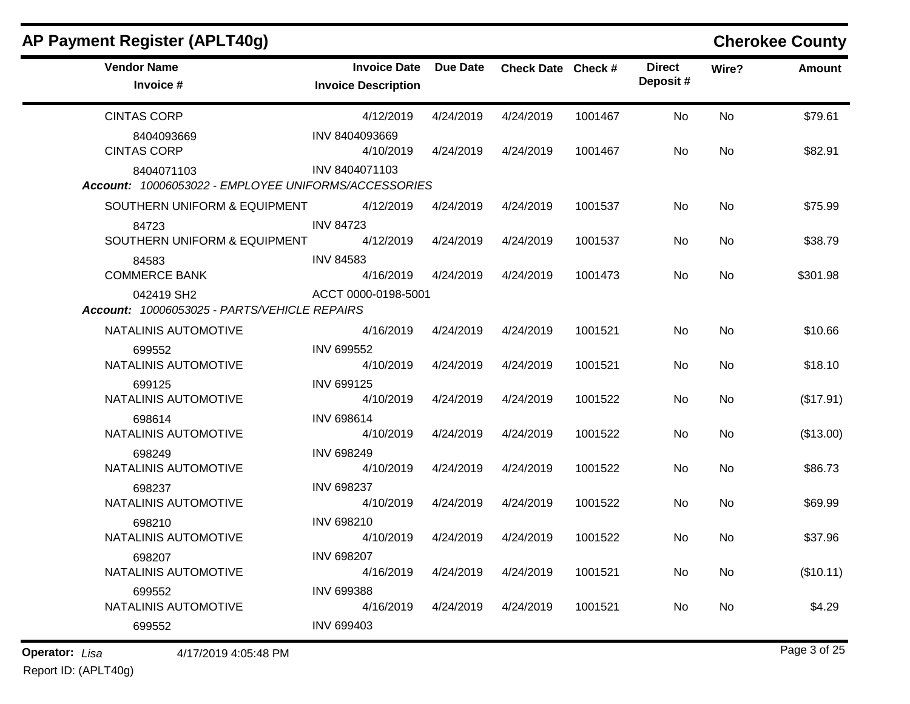## AP Payment Register (APLT40g)

**Cherokee County**

| Vendor Name / Invoice # | Invoice Date / Invoice Description | Due Date | Check Date | Check # | Direct Deposit # | Wire? | Amount |
|---|---|---|---|---|---|---|---|
| CINTAS CORP | 4/12/2019 | 4/24/2019 | 4/24/2019 | 1001467 | No | No | $79.61 |
| 8404093669 | INV 8404093669 | | | | | | |
| CINTAS CORP | 4/10/2019 | 4/24/2019 | 4/24/2019 | 1001467 | No | No | $82.91 |
| 8404071103 | INV 8404071103 | | | | | | |
| ***Account:** 10006053022 - EMPLOYEE UNIFORMS/ACCESSORIES* | | | | | | | |
| SOUTHERN UNIFORM & EQUIPMENT | 4/12/2019 | 4/24/2019 | 4/24/2019 | 1001537 | No | No | $75.99 |
| 84723 | INV 84723 | | | | | | |
| SOUTHERN UNIFORM & EQUIPMENT | 4/12/2019 | 4/24/2019 | 4/24/2019 | 1001537 | No | No | $38.79 |
| 84583 | INV 84583 | | | | | | |
| COMMERCE BANK | 4/16/2019 | 4/24/2019 | 4/24/2019 | 1001473 | No | No | $301.98 |
| 042419 SH2 | ACCT 0000-0198-5001 | | | | | | |
| ***Account:** 10006053025 - PARTS/VEHICLE REPAIRS* | | | | | | | |
| NATALINIS AUTOMOTIVE | 4/16/2019 | 4/24/2019 | 4/24/2019 | 1001521 | No | No | $10.66 |
| 699552 | INV 699552 | | | | | | |
| NATALINIS AUTOMOTIVE | 4/10/2019 | 4/24/2019 | 4/24/2019 | 1001521 | No | No | $18.10 |
| 699125 | INV 699125 | | | | | | |
| NATALINIS AUTOMOTIVE | 4/10/2019 | 4/24/2019 | 4/24/2019 | 1001522 | No | No | ($17.91) |
| 698614 | INV 698614 | | | | | | |
| NATALINIS AUTOMOTIVE | 4/10/2019 | 4/24/2019 | 4/24/2019 | 1001522 | No | No | ($13.00) |
| 698249 | INV 698249 | | | | | | |
| NATALINIS AUTOMOTIVE | 4/10/2019 | 4/24/2019 | 4/24/2019 | 1001522 | No | No | $86.73 |
| 698237 | INV 698237 | | | | | | |
| NATALINIS AUTOMOTIVE | 4/10/2019 | 4/24/2019 | 4/24/2019 | 1001522 | No | No | $69.99 |
| 698210 | INV 698210 | | | | | | |
| NATALINIS AUTOMOTIVE | 4/10/2019 | 4/24/2019 | 4/24/2019 | 1001522 | No | No | $37.96 |
| 698207 | INV 698207 | | | | | | |
| NATALINIS AUTOMOTIVE | 4/16/2019 | 4/24/2019 | 4/24/2019 | 1001521 | No | No | ($10.11) |
| 699552 | INV 699388 | | | | | | |
| NATALINIS AUTOMOTIVE | 4/16/2019 | 4/24/2019 | 4/24/2019 | 1001521 | No | No | $4.29 |
| 699552 | INV 699403 | | | | | | |

**Operator:** *Lisa* 4/17/2019 4:05:48 PM

Report ID: (APLT40g)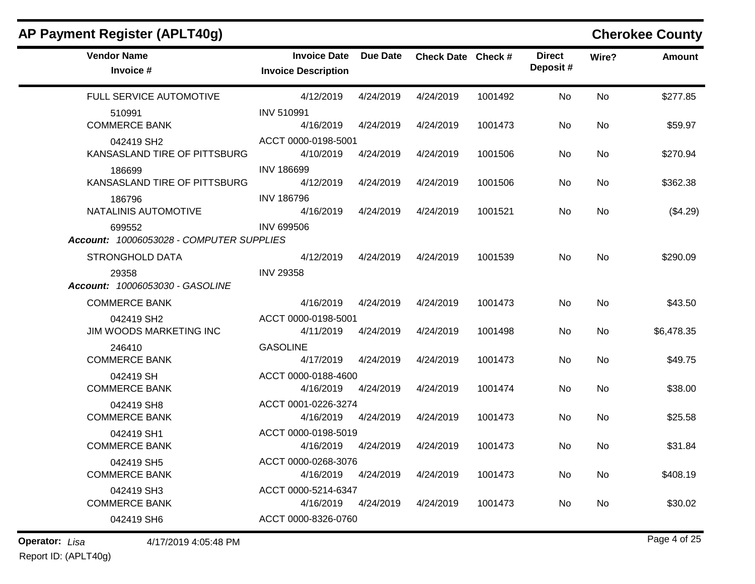## AP Payment Register (APLT40g)

**Cherokee County**

| Vendor Name / Invoice # | Invoice Date / Invoice Description | Due Date | Check Date | Check # | Direct Deposit # | Wire? | Amount |
|---|---|---|---|---|---|---|---|
| FULL SERVICE AUTOMOTIVE | 4/12/2019 | 4/24/2019 | 4/24/2019 | 1001492 | No | No | $277.85 |
| 510991 | INV 510991 | | | | | | |
| COMMERCE BANK | 4/16/2019 | 4/24/2019 | 4/24/2019 | 1001473 | No | No | $59.97 |
| 042419 SH2 | ACCT 0000-0198-5001 | | | | | | |
| KANSASLAND TIRE OF PITTSBURG | 4/10/2019 | 4/24/2019 | 4/24/2019 | 1001506 | No | No | $270.94 |
| 186699 | INV 186699 | | | | | | |
| KANSASLAND TIRE OF PITTSBURG | 4/12/2019 | 4/24/2019 | 4/24/2019 | 1001506 | No | No | $362.38 |
| 186796 | INV 186796 | | | | | | |
| NATALINIS AUTOMOTIVE | 4/16/2019 | 4/24/2019 | 4/24/2019 | 1001521 | No | No | ($4.29) |
| 699552 | INV 699506 | | | | | | |
| ***Account:** 10006053028 - COMPUTER SUPPLIES* | | | | | | | |
| STRONGHOLD DATA | 4/12/2019 | 4/24/2019 | 4/24/2019 | 1001539 | No | No | $290.09 |
| 29358 | INV 29358 | | | | | | |
| ***Account:** 10006053030 - GASOLINE* | | | | | | | |
| COMMERCE BANK | 4/16/2019 | 4/24/2019 | 4/24/2019 | 1001473 | No | No | $43.50 |
| 042419 SH2 | ACCT 0000-0198-5001 | | | | | | |
| JIM WOODS MARKETING INC | 4/11/2019 | 4/24/2019 | 4/24/2019 | 1001498 | No | No | $6,478.35 |
| 246410 | GASOLINE | | | | | | |
| COMMERCE BANK | 4/17/2019 | 4/24/2019 | 4/24/2019 | 1001473 | No | No | $49.75 |
| 042419 SH | ACCT 0000-0188-4600 | | | | | | |
| COMMERCE BANK | 4/16/2019 | 4/24/2019 | 4/24/2019 | 1001474 | No | No | $38.00 |
| 042419 SH8 | ACCT 0001-0226-3274 | | | | | | |
| COMMERCE BANK | 4/16/2019 | 4/24/2019 | 4/24/2019 | 1001473 | No | No | $25.58 |
| 042419 SH1 | ACCT 0000-0198-5019 | | | | | | |
| COMMERCE BANK | 4/16/2019 | 4/24/2019 | 4/24/2019 | 1001473 | No | No | $31.84 |
| 042419 SH5 | ACCT 0000-0268-3076 | | | | | | |
| COMMERCE BANK | 4/16/2019 | 4/24/2019 | 4/24/2019 | 1001473 | No | No | $408.19 |
| 042419 SH3 | ACCT 0000-5214-6347 | | | | | | |
| COMMERCE BANK | 4/16/2019 | 4/24/2019 | 4/24/2019 | 1001473 | No | No | $30.02 |
| 042419 SH6 | ACCT 0000-8326-0760 | | | | | | |

**Operator:** *Lisa* 4/17/2019 4:05:48 PM

Report ID: (APLT40g)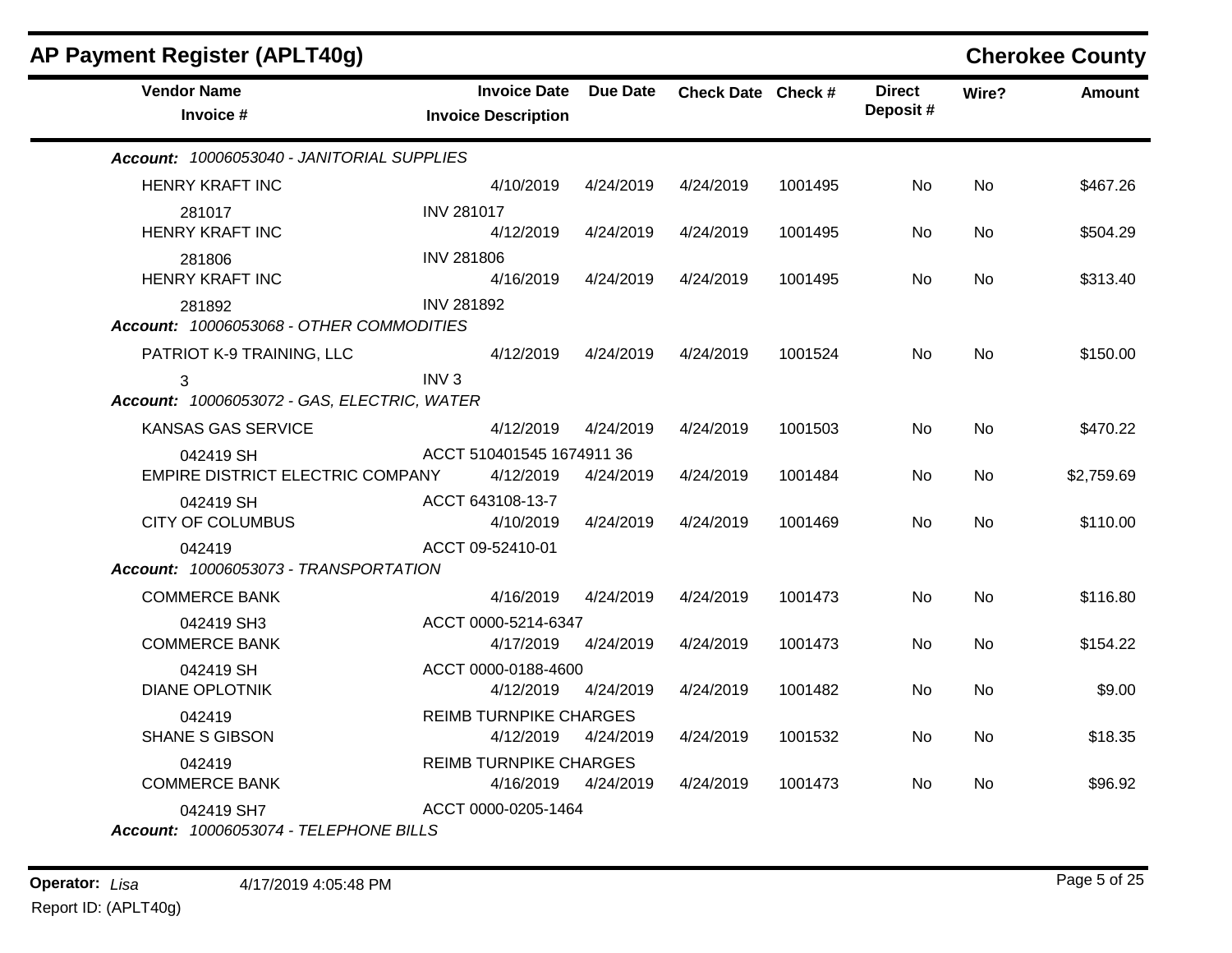## AP Payment Register (APLT40g)

**Cherokee County**

| Vendor Name / Invoice # | Invoice Date / Invoice Description | Due Date | Check Date | Check # | Direct Deposit # | Wire? | Amount |
|---|---|---|---|---|---|---|---|
| ***Account:*** *10006053040 - JANITORIAL SUPPLIES* | | | | | | | |
| HENRY KRAFT INC | 4/10/2019 | 4/24/2019 | 4/24/2019 | 1001495 | No | No | $467.26 |
| 281017 | INV 281017 | | | | | | |
| HENRY KRAFT INC | 4/12/2019 | 4/24/2019 | 4/24/2019 | 1001495 | No | No | $504.29 |
| 281806 | INV 281806 | | | | | | |
| HENRY KRAFT INC | 4/16/2019 | 4/24/2019 | 4/24/2019 | 1001495 | No | No | $313.40 |
| 281892 | INV 281892 | | | | | | |
| ***Account:*** *10006053068 - OTHER COMMODITIES* | | | | | | | |
| PATRIOT K-9 TRAINING, LLC | 4/12/2019 | 4/24/2019 | 4/24/2019 | 1001524 | No | No | $150.00 |
| 3 | INV 3 | | | | | | |
| ***Account:*** *10006053072 - GAS, ELECTRIC, WATER* | | | | | | | |
| KANSAS GAS SERVICE | 4/12/2019 | 4/24/2019 | 4/24/2019 | 1001503 | No | No | $470.22 |
| 042419 SH | ACCT 510401545 1674911 36 | | | | | | |
| EMPIRE DISTRICT ELECTRIC COMPANY | 4/12/2019 | 4/24/2019 | 4/24/2019 | 1001484 | No | No | $2,759.69 |
| 042419 SH | ACCT 643108-13-7 | | | | | | |
| CITY OF COLUMBUS | 4/10/2019 | 4/24/2019 | 4/24/2019 | 1001469 | No | No | $110.00 |
| 042419 | ACCT 09-52410-01 | | | | | | |
| ***Account:*** *10006053073 - TRANSPORTATION* | | | | | | | |
| COMMERCE BANK | 4/16/2019 | 4/24/2019 | 4/24/2019 | 1001473 | No | No | $116.80 |
| 042419 SH3 | ACCT 0000-5214-6347 | | | | | | |
| COMMERCE BANK | 4/17/2019 | 4/24/2019 | 4/24/2019 | 1001473 | No | No | $154.22 |
| 042419 SH | ACCT 0000-0188-4600 | | | | | | |
| DIANE OPLOTNIK | 4/12/2019 | 4/24/2019 | 4/24/2019 | 1001482 | No | No | $9.00 |
| 042419 | REIMB TURNPIKE CHARGES | | | | | | |
| SHANE S GIBSON | 4/12/2019 | 4/24/2019 | 4/24/2019 | 1001532 | No | No | $18.35 |
| 042419 | REIMB TURNPIKE CHARGES | | | | | | |
| COMMERCE BANK | 4/16/2019 | 4/24/2019 | 4/24/2019 | 1001473 | No | No | $96.92 |
| 042419 SH7 | ACCT 0000-0205-1464 | | | | | | |
| ***Account:*** *10006053074 - TELEPHONE BILLS* | | | | | | | |

**Operator:** *Lisa* 4/17/2019 4:05:48 PM

Report ID: (APLT40g)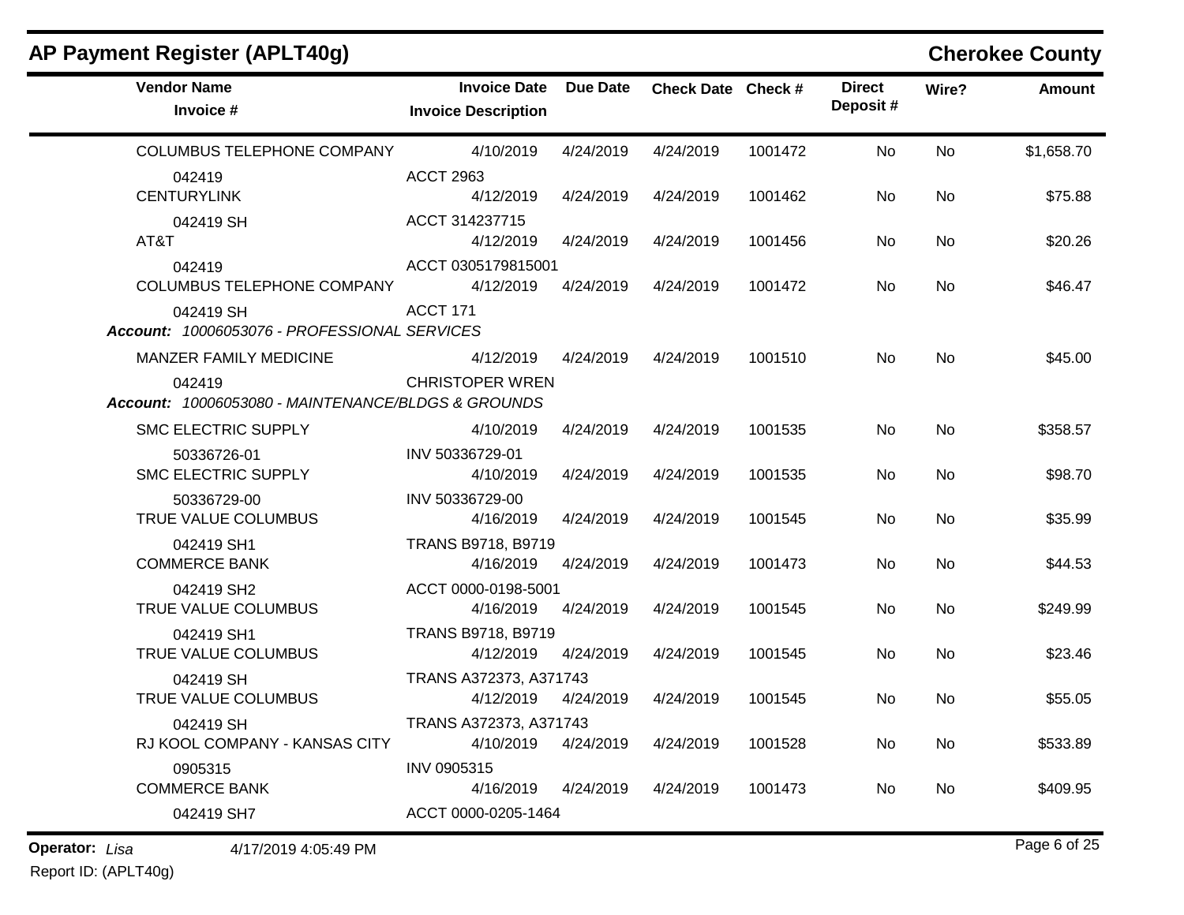## AP Payment Register (APLT40g)

**Cherokee County**

| Vendor Name / Invoice # | Invoice Date / Invoice Description | Due Date | Check Date | Check # | Direct Deposit # | Wire? | Amount |
|---|---|---|---|---|---|---|---|
| COLUMBUS TELEPHONE COMPANY | 4/10/2019 | 4/24/2019 | 4/24/2019 | 1001472 | No | No | $1,658.70 |
| 042419 | ACCT 2963 | | | | | | |
| CENTURYLINK | 4/12/2019 | 4/24/2019 | 4/24/2019 | 1001462 | No | No | $75.88 |
| 042419 SH | ACCT 314237715 | | | | | | |
| AT&T | 4/12/2019 | 4/24/2019 | 4/24/2019 | 1001456 | No | No | $20.26 |
| 042419 | ACCT 0305179815001 | | | | | | |
| COLUMBUS TELEPHONE COMPANY | 4/12/2019 | 4/24/2019 | 4/24/2019 | 1001472 | No | No | $46.47 |
| 042419 SH | ACCT 171 | | | | | | |
| ***Account:** 10006053076 - PROFESSIONAL SERVICES* | | | | | | | |
| MANZER FAMILY MEDICINE | 4/12/2019 | 4/24/2019 | 4/24/2019 | 1001510 | No | No | $45.00 |
| 042419 | CHRISTOPER WREN | | | | | | |
| ***Account:** 10006053080 - MAINTENANCE/BLDGS & GROUNDS* | | | | | | | |
| SMC ELECTRIC SUPPLY | 4/10/2019 | 4/24/2019 | 4/24/2019 | 1001535 | No | No | $358.57 |
| 50336726-01 | INV 50336729-01 | | | | | | |
| SMC ELECTRIC SUPPLY | 4/10/2019 | 4/24/2019 | 4/24/2019 | 1001535 | No | No | $98.70 |
| 50336729-00 | INV 50336729-00 | | | | | | |
| TRUE VALUE COLUMBUS | 4/16/2019 | 4/24/2019 | 4/24/2019 | 1001545 | No | No | $35.99 |
| 042419 SH1 | TRANS B9718, B9719 | | | | | | |
| COMMERCE BANK | 4/16/2019 | 4/24/2019 | 4/24/2019 | 1001473 | No | No | $44.53 |
| 042419 SH2 | ACCT 0000-0198-5001 | | | | | | |
| TRUE VALUE COLUMBUS | 4/16/2019 | 4/24/2019 | 4/24/2019 | 1001545 | No | No | $249.99 |
| 042419 SH1 | TRANS B9718, B9719 | | | | | | |
| TRUE VALUE COLUMBUS | 4/12/2019 | 4/24/2019 | 4/24/2019 | 1001545 | No | No | $23.46 |
| 042419 SH | TRANS A372373, A371743 | | | | | | |
| TRUE VALUE COLUMBUS | 4/12/2019 | 4/24/2019 | 4/24/2019 | 1001545 | No | No | $55.05 |
| 042419 SH | TRANS A372373, A371743 | | | | | | |
| RJ KOOL COMPANY - KANSAS CITY | 4/10/2019 | 4/24/2019 | 4/24/2019 | 1001528 | No | No | $533.89 |
| 0905315 | INV 0905315 | | | | | | |
| COMMERCE BANK | 4/16/2019 | 4/24/2019 | 4/24/2019 | 1001473 | No | No | $409.95 |
| 042419 SH7 | ACCT 0000-0205-1464 | | | | | | |

**Operator:** *Lisa* 4/17/2019 4:05:49 PM

Report ID: (APLT40g)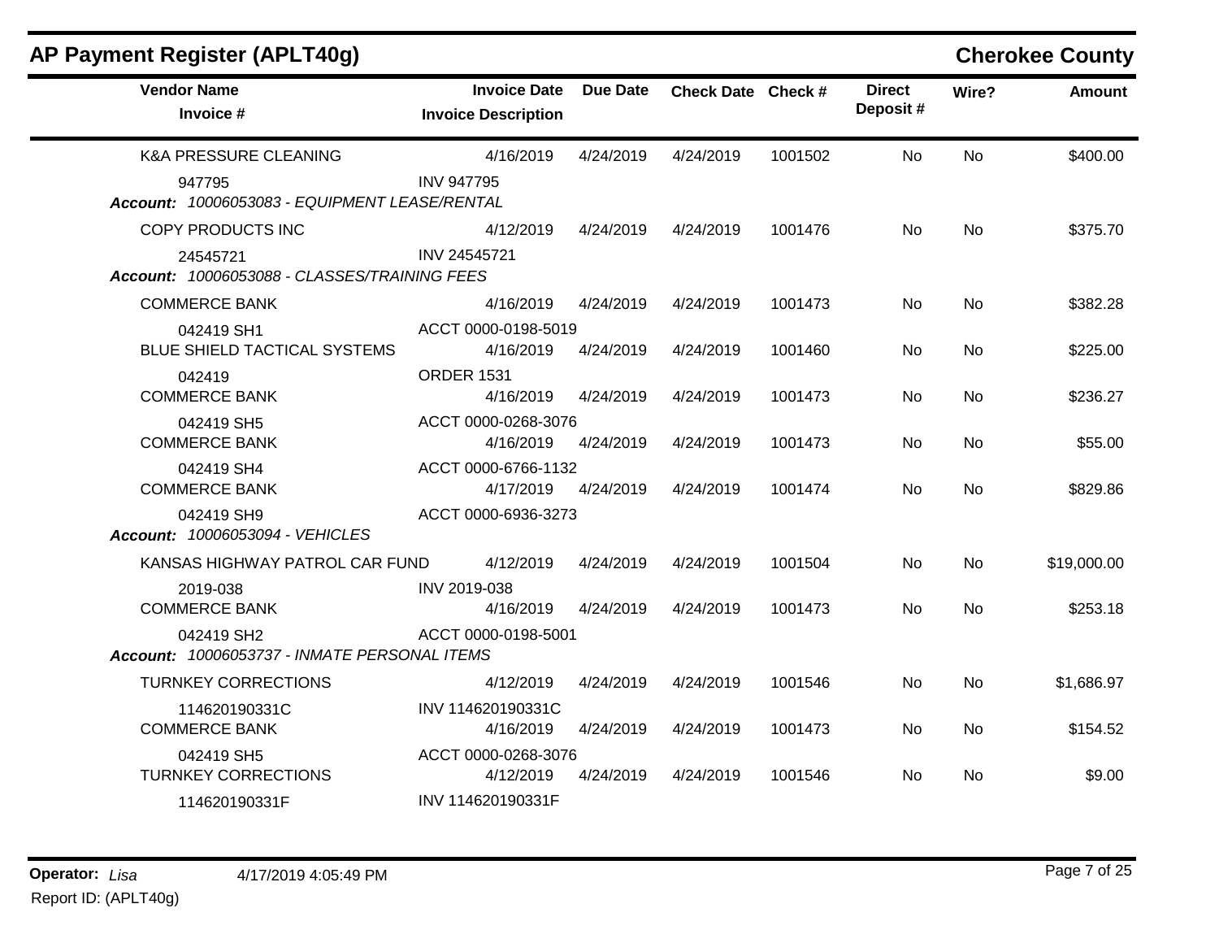# AP Payment Register (APLT40g)

## Cherokee County

| Vendor Name / Invoice # | Invoice Date / Invoice Description | Due Date | Check Date | Check # | Direct Deposit # | Wire? | Amount |
|---|---|---|---|---|---|---|---|
| K&A PRESSURE CLEANING | 4/16/2019 | 4/24/2019 | 4/24/2019 | 1001502 | No | No | $400.00 |
| 947795 | INV 947795 | | | | | | |
| ***Account:*** *10006053083 - EQUIPMENT LEASE/RENTAL* | | | | | | | |
| COPY PRODUCTS INC | 4/12/2019 | 4/24/2019 | 4/24/2019 | 1001476 | No | No | $375.70 |
| 24545721 | INV 24545721 | | | | | | |
| ***Account:*** *10006053088 - CLASSES/TRAINING FEES* | | | | | | | |
| COMMERCE BANK | 4/16/2019 | 4/24/2019 | 4/24/2019 | 1001473 | No | No | $382.28 |
| 042419 SH1 | ACCT 0000-0198-5019 | | | | | | |
| BLUE SHIELD TACTICAL SYSTEMS | 4/16/2019 | 4/24/2019 | 4/24/2019 | 1001460 | No | No | $225.00 |
| 042419 | ORDER 1531 | | | | | | |
| COMMERCE BANK | 4/16/2019 | 4/24/2019 | 4/24/2019 | 1001473 | No | No | $236.27 |
| 042419 SH5 | ACCT 0000-0268-3076 | | | | | | |
| COMMERCE BANK | 4/16/2019 | 4/24/2019 | 4/24/2019 | 1001473 | No | No | $55.00 |
| 042419 SH4 | ACCT 0000-6766-1132 | | | | | | |
| COMMERCE BANK | 4/17/2019 | 4/24/2019 | 4/24/2019 | 1001474 | No | No | $829.86 |
| 042419 SH9 | ACCT 0000-6936-3273 | | | | | | |
| ***Account:*** *10006053094 - VEHICLES* | | | | | | | |
| KANSAS HIGHWAY PATROL CAR FUND | 4/12/2019 | 4/24/2019 | 4/24/2019 | 1001504 | No | No | $19,000.00 |
| 2019-038 | INV 2019-038 | | | | | | |
| COMMERCE BANK | 4/16/2019 | 4/24/2019 | 4/24/2019 | 1001473 | No | No | $253.18 |
| 042419 SH2 | ACCT 0000-0198-5001 | | | | | | |
| ***Account:*** *10006053737 - INMATE PERSONAL ITEMS* | | | | | | | |
| TURNKEY CORRECTIONS | 4/12/2019 | 4/24/2019 | 4/24/2019 | 1001546 | No | No | $1,686.97 |
| 114620190331C | INV 114620190331C | | | | | | |
| COMMERCE BANK | 4/16/2019 | 4/24/2019 | 4/24/2019 | 1001473 | No | No | $154.52 |
| 042419 SH5 | ACCT 0000-0268-3076 | | | | | | |
| TURNKEY CORRECTIONS | 4/12/2019 | 4/24/2019 | 4/24/2019 | 1001546 | No | No | $9.00 |
| 114620190331F | INV 114620190331F | | | | | | |

**Operator:** *Lisa* 4/17/2019 4:05:49 PM

Report ID: (APLT40g)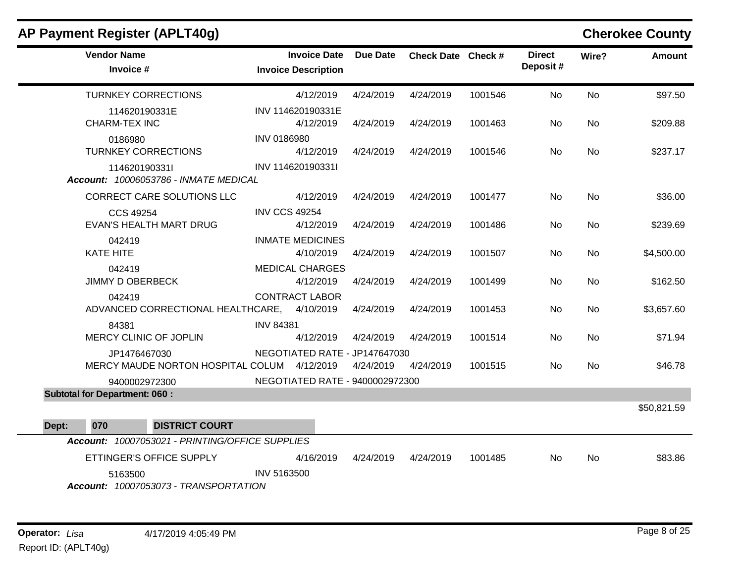## AP Payment Register (APLT40g)

**Cherokee County**

| Vendor Name / Invoice # | Invoice Date / Invoice Description | Due Date | Check Date | Check # | Direct Deposit # | Wire? | Amount |
|---|---|---|---|---|---|---|---|
| TURNKEY CORRECTIONS | 4/12/2019 | 4/24/2019 | 4/24/2019 | 1001546 | No | No | $97.50 |
| 114620190331E | INV 114620190331E | | | | | | |
| CHARM-TEX INC | 4/12/2019 | 4/24/2019 | 4/24/2019 | 1001463 | No | No | $209.88 |
| 0186980 | INV 0186980 | | | | | | |
| TURNKEY CORRECTIONS | 4/12/2019 | 4/24/2019 | 4/24/2019 | 1001546 | No | No | $237.17 |
| 114620190331I | INV 114620190331I | | | | | | |
| ***Account:*** *10006053786 - INMATE MEDICAL* | | | | | | | |
| CORRECT CARE SOLUTIONS LLC | 4/12/2019 | 4/24/2019 | 4/24/2019 | 1001477 | No | No | $36.00 |
| CCS 49254 | INV CCS 49254 | | | | | | |
| EVAN'S HEALTH MART DRUG | 4/12/2019 | 4/24/2019 | 4/24/2019 | 1001486 | No | No | $239.69 |
| 042419 | INMATE MEDICINES | | | | | | |
| KATE HITE | 4/10/2019 | 4/24/2019 | 4/24/2019 | 1001507 | No | No | $4,500.00 |
| 042419 | MEDICAL CHARGES | | | | | | |
| JIMMY D OBERBECK | 4/12/2019 | 4/24/2019 | 4/24/2019 | 1001499 | No | No | $162.50 |
| 042419 | CONTRACT LABOR | | | | | | |
| ADVANCED CORRECTIONAL HEALTHCARE, | 4/10/2019 | 4/24/2019 | 4/24/2019 | 1001453 | No | No | $3,657.60 |
| 84381 | INV 84381 | | | | | | |
| MERCY CLINIC OF JOPLIN | 4/12/2019 | 4/24/2019 | 4/24/2019 | 1001514 | No | No | $71.94 |
| JP1476467030 | NEGOTIATED RATE - JP147647030 | | | | | | |
| MERCY MAUDE NORTON HOSPITAL COLUM | 4/12/2019 | 4/24/2019 | 4/24/2019 | 1001515 | No | No | $46.78 |
| 9400002972300 | NEGOTIATED RATE - 9400002972300 | | | | | | |
| **Subtotal for Department: 060 :** | | | | | | | $50,821.59 |

**Dept: 070 DISTRICT COURT**

| Vendor Name / Invoice # | Invoice Date / Invoice Description | Due Date | Check Date | Check # | Direct Deposit # | Wire? | Amount |
|---|---|---|---|---|---|---|---|
| ***Account:*** *10007053021 - PRINTING/OFFICE SUPPLIES* | | | | | | | |
| ETTINGER'S OFFICE SUPPLY | 4/16/2019 | 4/24/2019 | 4/24/2019 | 1001485 | No | No | $83.86 |
| 5163500 | INV 5163500 | | | | | | |
| ***Account:*** *10007053073 - TRANSPORTATION* | | | | | | | |

**Operator:** *Lisa* 4/17/2019 4:05:49 PM

Report ID: (APLT40g)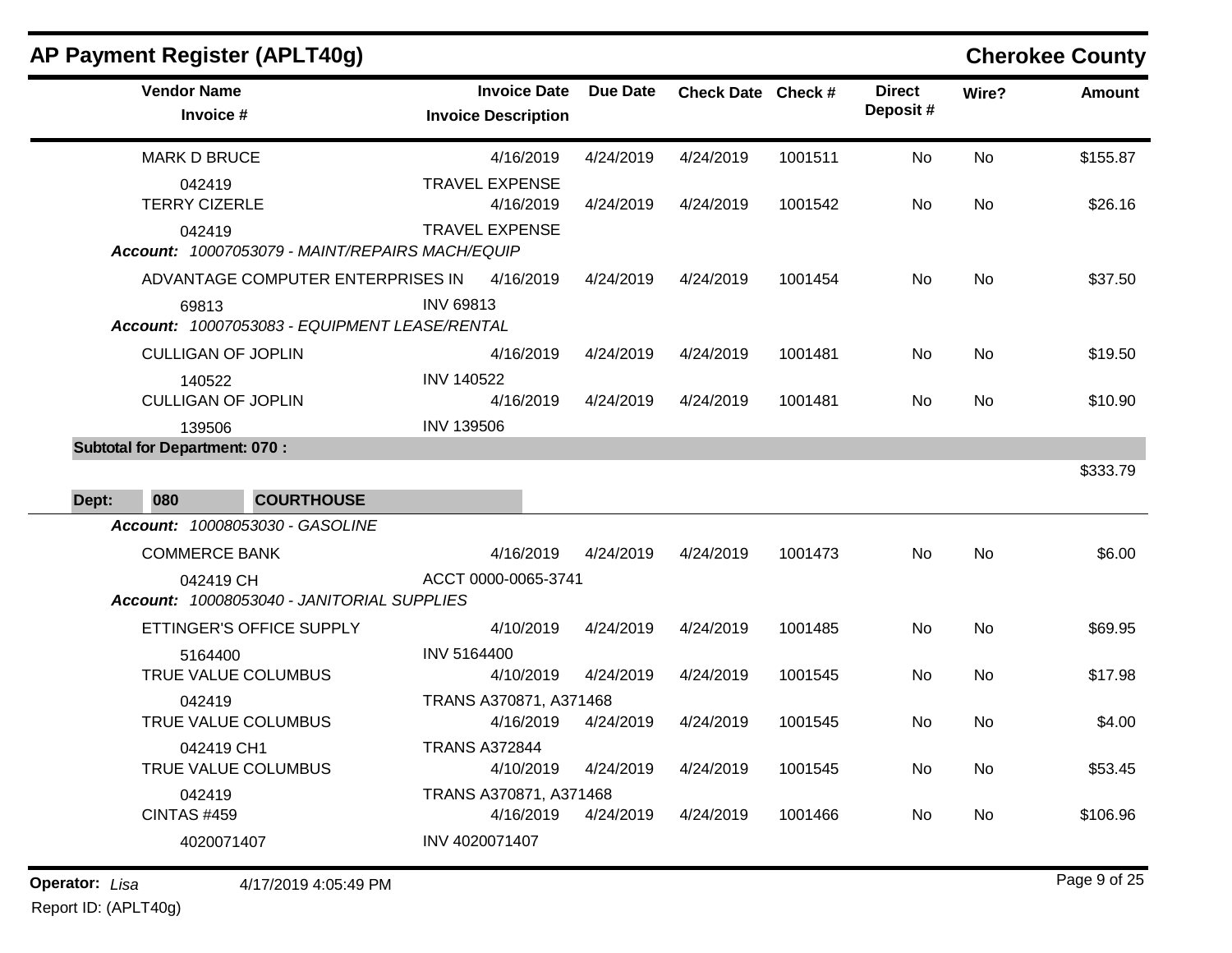## AP Payment Register (APLT40g) — Cherokee County

| Vendor Name / Invoice # | Invoice Date / Invoice Description | Due Date | Check Date | Check # | Direct Deposit # | Wire? | Amount |
|---|---|---|---|---|---|---|---|
| MARK D BRUCE | 4/16/2019 | 4/24/2019 | 4/24/2019 | 1001511 | No | No | $155.87 |
| 042419 | TRAVEL EXPENSE | | | | | | |
| TERRY CIZERLE | 4/16/2019 | 4/24/2019 | 4/24/2019 | 1001542 | No | No | $26.16 |
| 042419 | TRAVEL EXPENSE | | | | | | |
| ***Account:*** *10007053079 - MAINT/REPAIRS MACH/EQUIP* | | | | | | | |
| ADVANTAGE COMPUTER ENTERPRISES IN | 4/16/2019 | 4/24/2019 | 4/24/2019 | 1001454 | No | No | $37.50 |
| 69813 | INV 69813 | | | | | | |
| ***Account:*** *10007053083 - EQUIPMENT LEASE/RENTAL* | | | | | | | |
| CULLIGAN OF JOPLIN | 4/16/2019 | 4/24/2019 | 4/24/2019 | 1001481 | No | No | $19.50 |
| 140522 | INV 140522 | | | | | | |
| CULLIGAN OF JOPLIN | 4/16/2019 | 4/24/2019 | 4/24/2019 | 1001481 | No | No | $10.90 |
| 139506 | INV 139506 | | | | | | |
| **Subtotal for Department: 070 :** | | | | | | | $333.79 |

**Dept: 080 COURTHOUSE**

| Vendor Name / Invoice # | Invoice Date / Invoice Description | Due Date | Check Date | Check # | Direct Deposit # | Wire? | Amount |
|---|---|---|---|---|---|---|---|
| ***Account:*** *10008053030 - GASOLINE* | | | | | | | |
| COMMERCE BANK | 4/16/2019 | 4/24/2019 | 4/24/2019 | 1001473 | No | No | $6.00 |
| 042419 CH | ACCT 0000-0065-3741 | | | | | | |
| ***Account:*** *10008053040 - JANITORIAL SUPPLIES* | | | | | | | |
| ETTINGER'S OFFICE SUPPLY | 4/10/2019 | 4/24/2019 | 4/24/2019 | 1001485 | No | No | $69.95 |
| 5164400 | INV 5164400 | | | | | | |
| TRUE VALUE COLUMBUS | 4/10/2019 | 4/24/2019 | 4/24/2019 | 1001545 | No | No | $17.98 |
| 042419 | TRANS A370871, A371468 | | | | | | |
| TRUE VALUE COLUMBUS | 4/16/2019 | 4/24/2019 | 4/24/2019 | 1001545 | No | No | $4.00 |
| 042419 CH1 | TRANS A372844 | | | | | | |
| TRUE VALUE COLUMBUS | 4/10/2019 | 4/24/2019 | 4/24/2019 | 1001545 | No | No | $53.45 |
| 042419 | TRANS A370871, A371468 | | | | | | |
| CINTAS #459 | 4/16/2019 | 4/24/2019 | 4/24/2019 | 1001466 | No | No | $106.96 |
| 4020071407 | INV 4020071407 | | | | | | |

**Operator:** *Lisa* 4/17/2019 4:05:49 PM
Report ID: (APLT40g)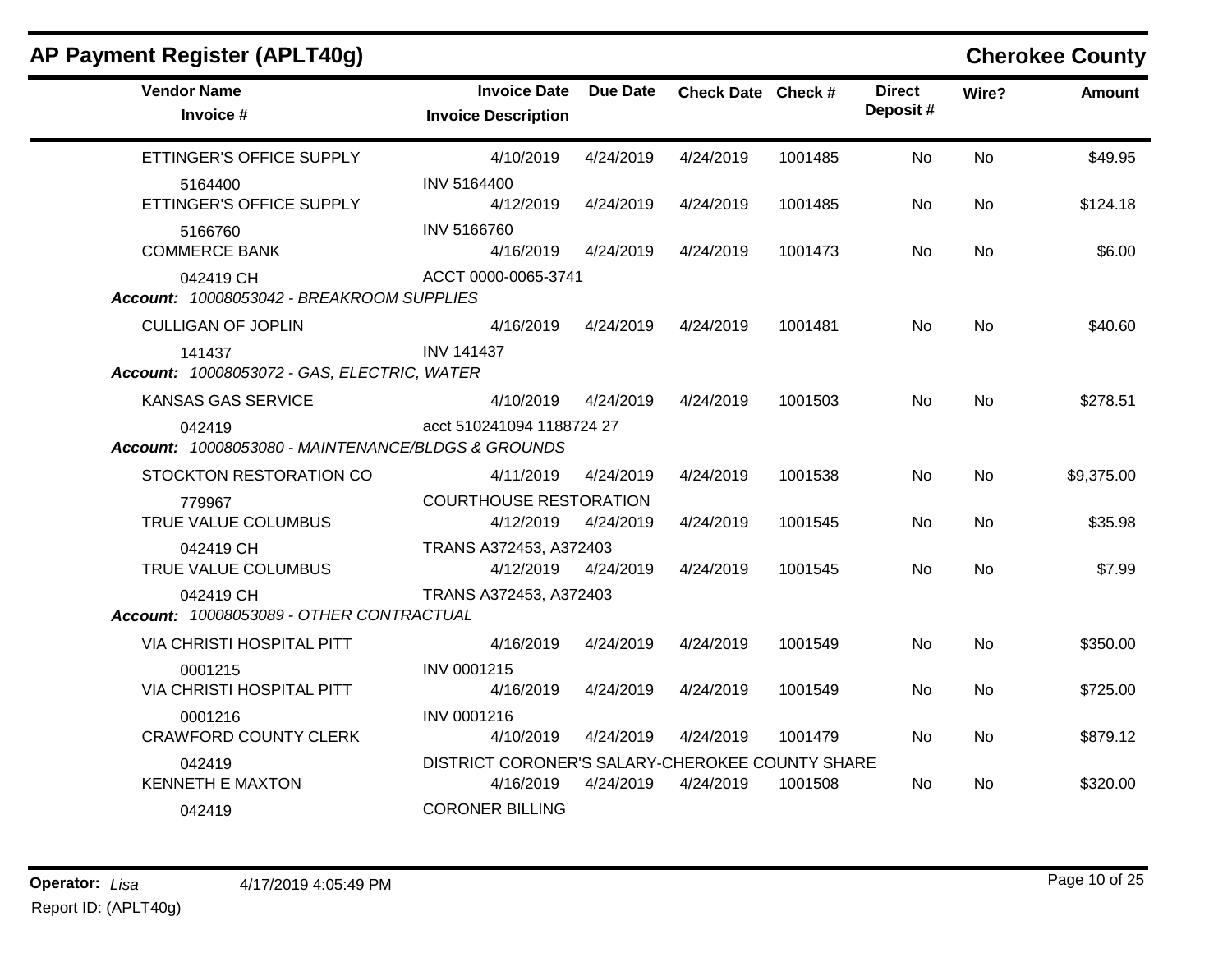## AP Payment Register (APLT40g)

**Cherokee County**

| Vendor Name / Invoice # | Invoice Date / Invoice Description | Due Date | Check Date | Check # | Direct Deposit # | Wire? | Amount |
|---|---|---|---|---|---|---|---|
| ETTINGER'S OFFICE SUPPLY | 4/10/2019 | 4/24/2019 | 4/24/2019 | 1001485 | No | No | $49.95 |
| 5164400 | INV 5164400 | | | | | | |
| ETTINGER'S OFFICE SUPPLY | 4/12/2019 | 4/24/2019 | 4/24/2019 | 1001485 | No | No | $124.18 |
| 5166760 | INV 5166760 | | | | | | |
| COMMERCE BANK | 4/16/2019 | 4/24/2019 | 4/24/2019 | 1001473 | No | No | $6.00 |
| 042419 CH | ACCT 0000-0065-3741 | | | | | | |
| ***Account:* 10008053042 - BREAKROOM SUPPLIES** | | | | | | | |
| CULLIGAN OF JOPLIN | 4/16/2019 | 4/24/2019 | 4/24/2019 | 1001481 | No | No | $40.60 |
| 141437 | INV 141437 | | | | | | |
| ***Account:* 10008053072 - GAS, ELECTRIC, WATER** | | | | | | | |
| KANSAS GAS SERVICE | 4/10/2019 | 4/24/2019 | 4/24/2019 | 1001503 | No | No | $278.51 |
| 042419 | acct 510241094 1188724 27 | | | | | | |
| ***Account:* 10008053080 - MAINTENANCE/BLDGS & GROUNDS** | | | | | | | |
| STOCKTON RESTORATION CO | 4/11/2019 | 4/24/2019 | 4/24/2019 | 1001538 | No | No | $9,375.00 |
| 779967 | COURTHOUSE RESTORATION | | | | | | |
| TRUE VALUE COLUMBUS | 4/12/2019 | 4/24/2019 | 4/24/2019 | 1001545 | No | No | $35.98 |
| 042419 CH | TRANS A372453, A372403 | | | | | | |
| TRUE VALUE COLUMBUS | 4/12/2019 | 4/24/2019 | 4/24/2019 | 1001545 | No | No | $7.99 |
| 042419 CH | TRANS A372453, A372403 | | | | | | |
| ***Account:* 10008053089 - OTHER CONTRACTUAL** | | | | | | | |
| VIA CHRISTI HOSPITAL PITT | 4/16/2019 | 4/24/2019 | 4/24/2019 | 1001549 | No | No | $350.00 |
| 0001215 | INV 0001215 | | | | | | |
| VIA CHRISTI HOSPITAL PITT | 4/16/2019 | 4/24/2019 | 4/24/2019 | 1001549 | No | No | $725.00 |
| 0001216 | INV 0001216 | | | | | | |
| CRAWFORD COUNTY CLERK | 4/10/2019 | 4/24/2019 | 4/24/2019 | 1001479 | No | No | $879.12 |
| 042419 | DISTRICT CORONER'S SALARY-CHEROKEE COUNTY SHARE | | | | | | |
| KENNETH E MAXTON | 4/16/2019 | 4/24/2019 | 4/24/2019 | 1001508 | No | No | $320.00 |
| 042419 | CORONER BILLING | | | | | | |

**Operator:** *Lisa* 4/17/2019 4:05:49 PM

Report ID: (APLT40g)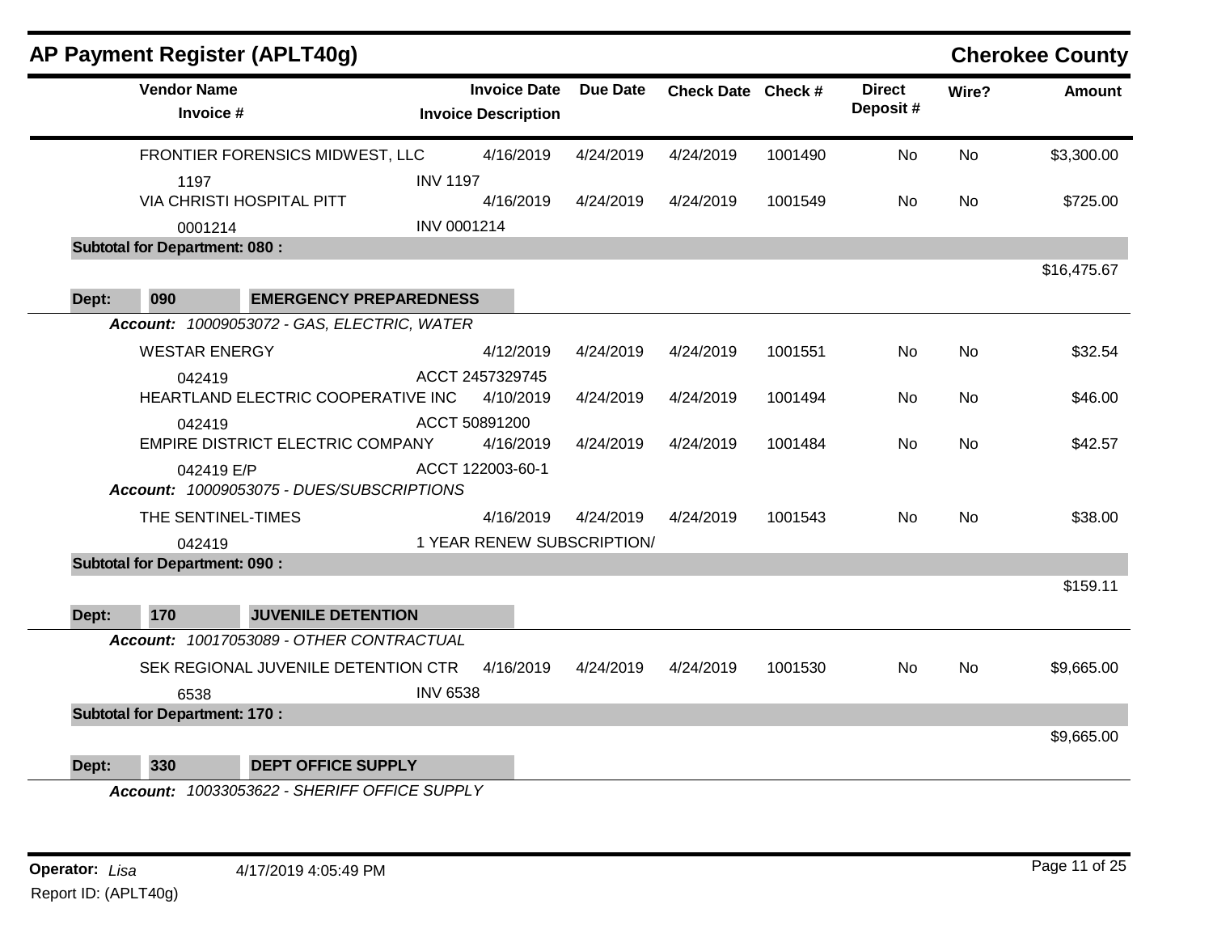# AP Payment Register (APLT40g)

## Cherokee County

| Vendor Name / Invoice # | Invoice Date / Invoice Description | Due Date | Check Date | Check # | Direct Deposit # | Wire? | Amount |
|---|---|---|---|---|---|---|---|
| FRONTIER FORENSICS MIDWEST, LLC | 4/16/2019 | 4/24/2019 | 4/24/2019 | 1001490 | No | No | $3,300.00 |
| 1197 | INV 1197 | | | | | | |
| VIA CHRISTI HOSPITAL PITT | 4/16/2019 | 4/24/2019 | 4/24/2019 | 1001549 | No | No | $725.00 |
| 0001214 | INV 0001214 | | | | | | |
| **Subtotal for Department: 080 :** | | | | | | | $16,475.67 |
| **Dept: 090 EMERGENCY PREPAREDNESS** | | | | | | | |
| ***Account:*** *10009053072 - GAS, ELECTRIC, WATER* | | | | | | | |
| WESTAR ENERGY | 4/12/2019 | 4/24/2019 | 4/24/2019 | 1001551 | No | No | $32.54 |
| 042419 | ACCT 2457329745 | | | | | | |
| HEARTLAND ELECTRIC COOPERATIVE INC | 4/10/2019 | 4/24/2019 | 4/24/2019 | 1001494 | No | No | $46.00 |
| 042419 | ACCT 50891200 | | | | | | |
| EMPIRE DISTRICT ELECTRIC COMPANY | 4/16/2019 | 4/24/2019 | 4/24/2019 | 1001484 | No | No | $42.57 |
| 042419 E/P | ACCT 122003-60-1 | | | | | | |
| ***Account:*** *10009053075 - DUES/SUBSCRIPTIONS* | | | | | | | |
| THE SENTINEL-TIMES | 4/16/2019 | 4/24/2019 | 4/24/2019 | 1001543 | No | No | $38.00 |
| 042419 | 1 YEAR RENEW SUBSCRIPTION/ | | | | | | |
| **Subtotal for Department: 090 :** | | | | | | | $159.11 |
| **Dept: 170 JUVENILE DETENTION** | | | | | | | |
| ***Account:*** *10017053089 - OTHER CONTRACTUAL* | | | | | | | |
| SEK REGIONAL JUVENILE DETENTION CTR | 4/16/2019 | 4/24/2019 | 4/24/2019 | 1001530 | No | No | $9,665.00 |
| 6538 | INV 6538 | | | | | | |
| **Subtotal for Department: 170 :** | | | | | | | $9,665.00 |
| **Dept: 330 DEPT OFFICE SUPPLY** | | | | | | | |
| ***Account:*** *10033053622 - SHERIFF OFFICE SUPPLY* | | | | | | | |

**Operator:** *Lisa* 4/17/2019 4:05:49 PM

Report ID: (APLT40g)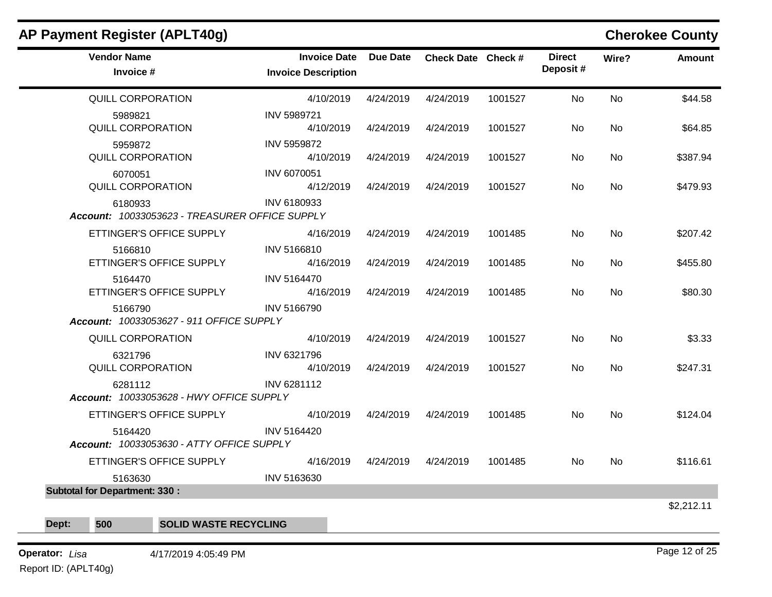## AP Payment Register (APLT40g)

**Cherokee County**

| Vendor Name / Invoice # | Invoice Date / Invoice Description | Due Date | Check Date | Check # | Direct Deposit # | Wire? | Amount |
|---|---|---|---|---|---|---|---|
| QUILL CORPORATION | 4/10/2019 | 4/24/2019 | 4/24/2019 | 1001527 | No | No | $44.58 |
| 5989821 | INV 5989721 | | | | | | |
| QUILL CORPORATION | 4/10/2019 | 4/24/2019 | 4/24/2019 | 1001527 | No | No | $64.85 |
| 5959872 | INV 5959872 | | | | | | |
| QUILL CORPORATION | 4/10/2019 | 4/24/2019 | 4/24/2019 | 1001527 | No | No | $387.94 |
| 6070051 | INV 6070051 | | | | | | |
| QUILL CORPORATION | 4/12/2019 | 4/24/2019 | 4/24/2019 | 1001527 | No | No | $479.93 |
| 6180933 | INV 6180933 | | | | | | |
| ***Account:*** *10033053623 - TREASURER OFFICE SUPPLY* | | | | | | | |
| ETTINGER'S OFFICE SUPPLY | 4/16/2019 | 4/24/2019 | 4/24/2019 | 1001485 | No | No | $207.42 |
| 5166810 | INV 5166810 | | | | | | |
| ETTINGER'S OFFICE SUPPLY | 4/16/2019 | 4/24/2019 | 4/24/2019 | 1001485 | No | No | $455.80 |
| 5164470 | INV 5164470 | | | | | | |
| ETTINGER'S OFFICE SUPPLY | 4/16/2019 | 4/24/2019 | 4/24/2019 | 1001485 | No | No | $80.30 |
| 5166790 | INV 5166790 | | | | | | |
| ***Account:*** *10033053627 - 911 OFFICE SUPPLY* | | | | | | | |
| QUILL CORPORATION | 4/10/2019 | 4/24/2019 | 4/24/2019 | 1001527 | No | No | $3.33 |
| 6321796 | INV 6321796 | | | | | | |
| QUILL CORPORATION | 4/10/2019 | 4/24/2019 | 4/24/2019 | 1001527 | No | No | $247.31 |
| 6281112 | INV 6281112 | | | | | | |
| ***Account:*** *10033053628 - HWY OFFICE SUPPLY* | | | | | | | |
| ETTINGER'S OFFICE SUPPLY | 4/10/2019 | 4/24/2019 | 4/24/2019 | 1001485 | No | No | $124.04 |
| 5164420 | INV 5164420 | | | | | | |
| ***Account:*** *10033053630 - ATTY OFFICE SUPPLY* | | | | | | | |
| ETTINGER'S OFFICE SUPPLY | 4/16/2019 | 4/24/2019 | 4/24/2019 | 1001485 | No | No | $116.61 |
| 5163630 | INV 5163630 | | | | | | |
| **Subtotal for Department: 330 :** | | | | | | | $2,212.11 |

**Dept: 500 SOLID WASTE RECYCLING**

**Operator:** *Lisa* 4/17/2019 4:05:49 PM

Report ID: (APLT40g)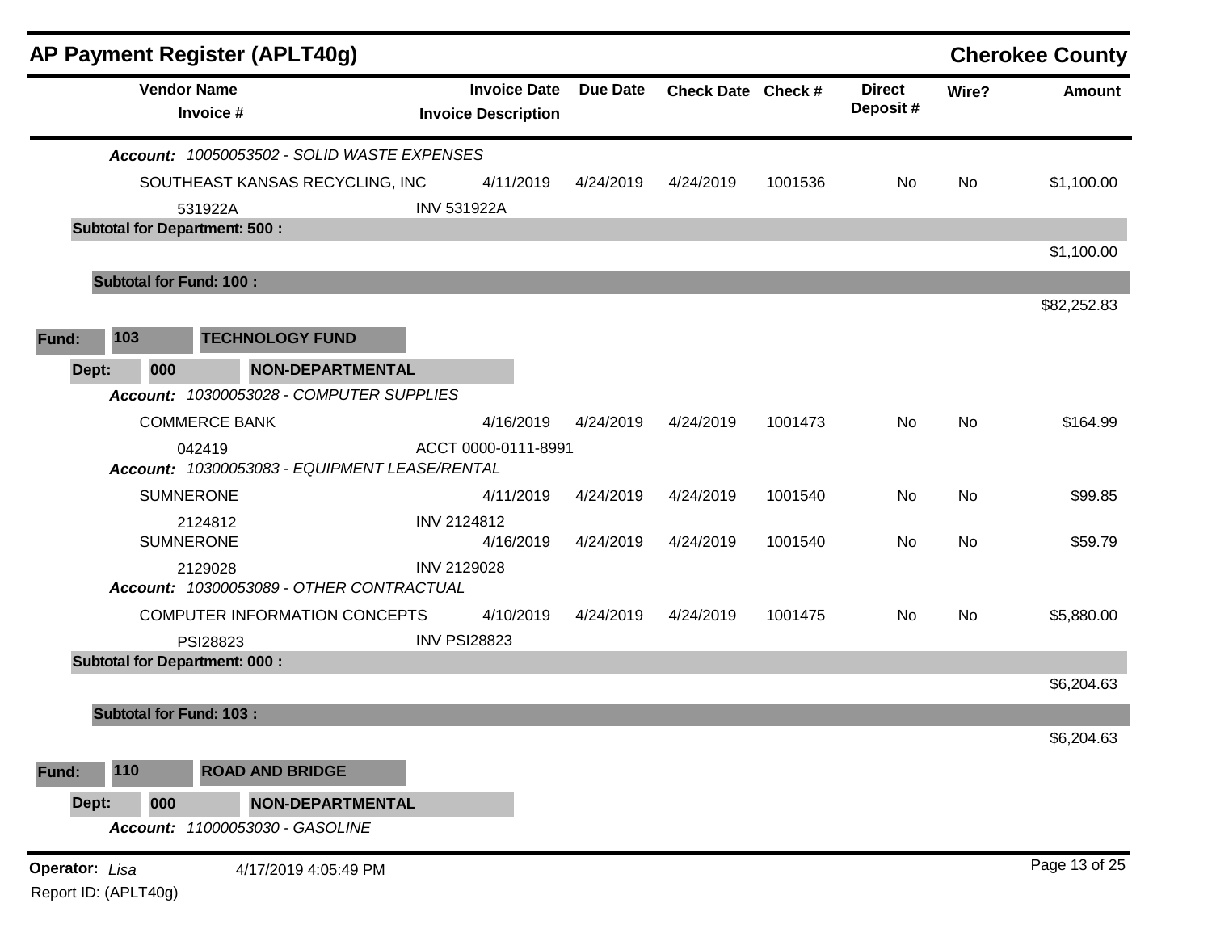## AP Payment Register (APLT40g)

**Cherokee County**

| Vendor Name / Invoice # | Invoice Date / Invoice Description | Due Date | Check Date | Check # | Direct Deposit # | Wire? | Amount |
|---|---|---|---|---|---|---|---|
| ***Account: 10050053502 - SOLID WASTE EXPENSES*** | | | | | | | |
| SOUTHEAST KANSAS RECYCLING, INC | 4/11/2019 | 4/24/2019 | 4/24/2019 | 1001536 | No | No | $1,100.00 |
| 531922A | INV 531922A | | | | | | |
| **Subtotal for Department: 500 :** | | | | | | | $1,100.00 |
| **Subtotal for Fund: 100 :** | | | | | | | $82,252.83 |
| **Fund: 103 TECHNOLOGY FUND** | | | | | | | |
| **Dept: 000 NON-DEPARTMENTAL** | | | | | | | |
| ***Account: 10300053028 - COMPUTER SUPPLIES*** | | | | | | | |
| COMMERCE BANK | 4/16/2019 | 4/24/2019 | 4/24/2019 | 1001473 | No | No | $164.99 |
| 042419 | ACCT 0000-0111-8991 | | | | | | |
| ***Account: 10300053083 - EQUIPMENT LEASE/RENTAL*** | | | | | | | |
| SUMNERONE | 4/11/2019 | 4/24/2019 | 4/24/2019 | 1001540 | No | No | $99.85 |
| 2124812 | INV 2124812 | | | | | | |
| SUMNERONE | 4/16/2019 | 4/24/2019 | 4/24/2019 | 1001540 | No | No | $59.79 |
| 2129028 | INV 2129028 | | | | | | |
| ***Account: 10300053089 - OTHER CONTRACTUAL*** | | | | | | | |
| COMPUTER INFORMATION CONCEPTS | 4/10/2019 | 4/24/2019 | 4/24/2019 | 1001475 | No | No | $5,880.00 |
| PSI28823 | INV PSI28823 | | | | | | |
| **Subtotal for Department: 000 :** | | | | | | | $6,204.63 |
| **Subtotal for Fund: 103 :** | | | | | | | $6,204.63 |
| **Fund: 110 ROAD AND BRIDGE** | | | | | | | |
| **Dept: 000 NON-DEPARTMENTAL** | | | | | | | |
| ***Account: 11000053030 - GASOLINE*** | | | | | | | |

**Operator:** *Lisa* 4/17/2019 4:05:49 PM

Report ID: (APLT40g)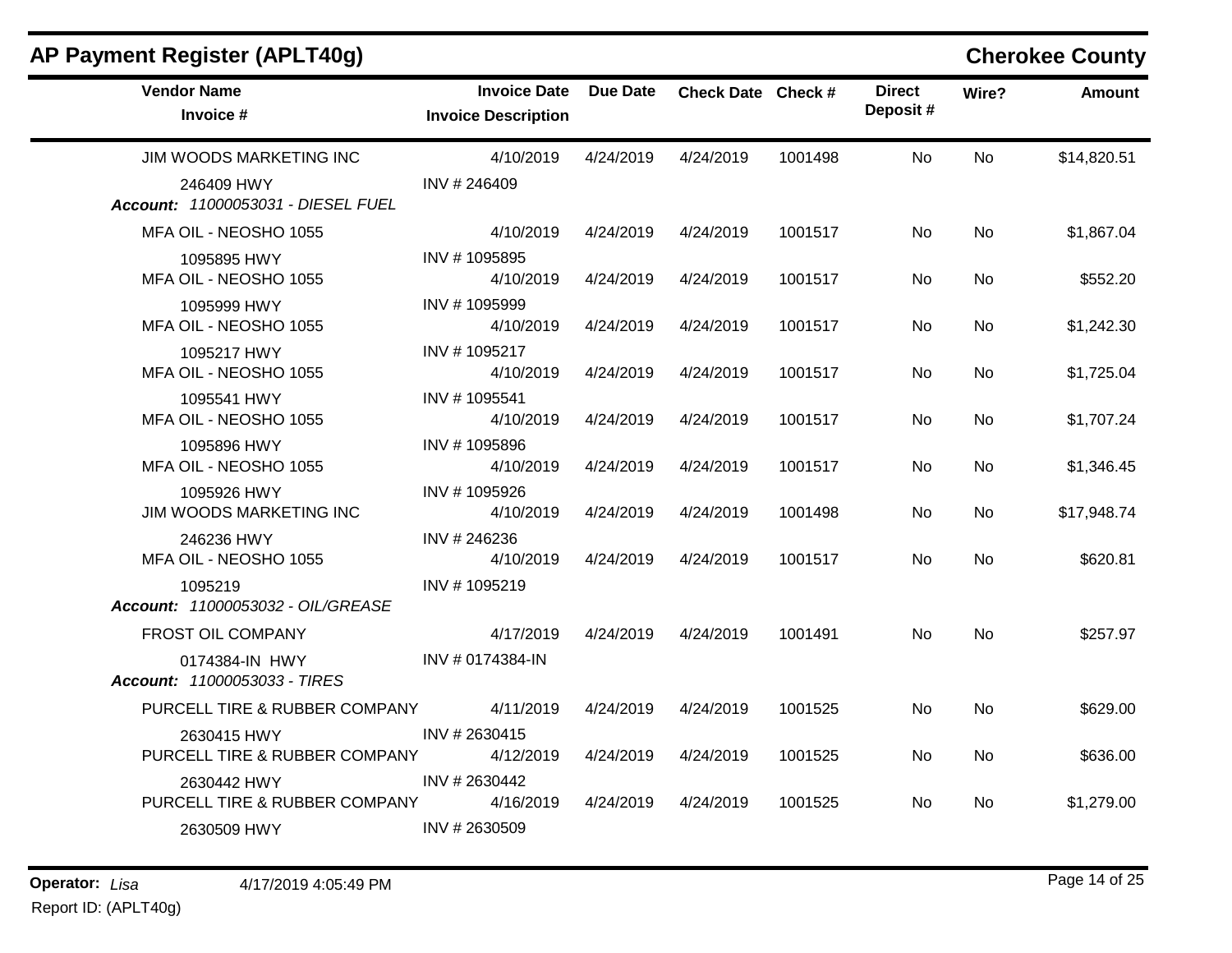## AP Payment Register (APLT40g)

**Cherokee County**

| Vendor Name / Invoice # | Invoice Date / Invoice Description | Due Date | Check Date | Check # | Direct Deposit # | Wire? | Amount |
|---|---|---|---|---|---|---|---|
| JIM WOODS MARKETING INC | 4/10/2019 | 4/24/2019 | 4/24/2019 | 1001498 | No | No | $14,820.51 |
| 246409 HWY | INV # 246409 | | | | | | |
| ***Account: 11000053031 - DIESEL FUEL*** | | | | | | | |
| MFA OIL - NEOSHO 1055 | 4/10/2019 | 4/24/2019 | 4/24/2019 | 1001517 | No | No | $1,867.04 |
| 1095895 HWY | INV # 1095895 | | | | | | |
| MFA OIL - NEOSHO 1055 | 4/10/2019 | 4/24/2019 | 4/24/2019 | 1001517 | No | No | $552.20 |
| 1095999 HWY | INV # 1095999 | | | | | | |
| MFA OIL - NEOSHO 1055 | 4/10/2019 | 4/24/2019 | 4/24/2019 | 1001517 | No | No | $1,242.30 |
| 1095217 HWY | INV # 1095217 | | | | | | |
| MFA OIL - NEOSHO 1055 | 4/10/2019 | 4/24/2019 | 4/24/2019 | 1001517 | No | No | $1,725.04 |
| 1095541 HWY | INV # 1095541 | | | | | | |
| MFA OIL - NEOSHO 1055 | 4/10/2019 | 4/24/2019 | 4/24/2019 | 1001517 | No | No | $1,707.24 |
| 1095896 HWY | INV # 1095896 | | | | | | |
| MFA OIL - NEOSHO 1055 | 4/10/2019 | 4/24/2019 | 4/24/2019 | 1001517 | No | No | $1,346.45 |
| 1095926 HWY | INV # 1095926 | | | | | | |
| JIM WOODS MARKETING INC | 4/10/2019 | 4/24/2019 | 4/24/2019 | 1001498 | No | No | $17,948.74 |
| 246236 HWY | INV # 246236 | | | | | | |
| MFA OIL - NEOSHO 1055 | 4/10/2019 | 4/24/2019 | 4/24/2019 | 1001517 | No | No | $620.81 |
| 1095219 | INV # 1095219 | | | | | | |
| ***Account: 11000053032 - OIL/GREASE*** | | | | | | | |
| FROST OIL COMPANY | 4/17/2019 | 4/24/2019 | 4/24/2019 | 1001491 | No | No | $257.97 |
| 0174384-IN HWY | INV # 0174384-IN | | | | | | |
| ***Account: 11000053033 - TIRES*** | | | | | | | |
| PURCELL TIRE & RUBBER COMPANY | 4/11/2019 | 4/24/2019 | 4/24/2019 | 1001525 | No | No | $629.00 |
| 2630415 HWY | INV # 2630415 | | | | | | |
| PURCELL TIRE & RUBBER COMPANY | 4/12/2019 | 4/24/2019 | 4/24/2019 | 1001525 | No | No | $636.00 |
| 2630442 HWY | INV # 2630442 | | | | | | |
| PURCELL TIRE & RUBBER COMPANY | 4/16/2019 | 4/24/2019 | 4/24/2019 | 1001525 | No | No | $1,279.00 |
| 2630509 HWY | INV # 2630509 | | | | | | |

**Operator:** *Lisa* 4/17/2019 4:05:49 PM

Report ID: (APLT40g)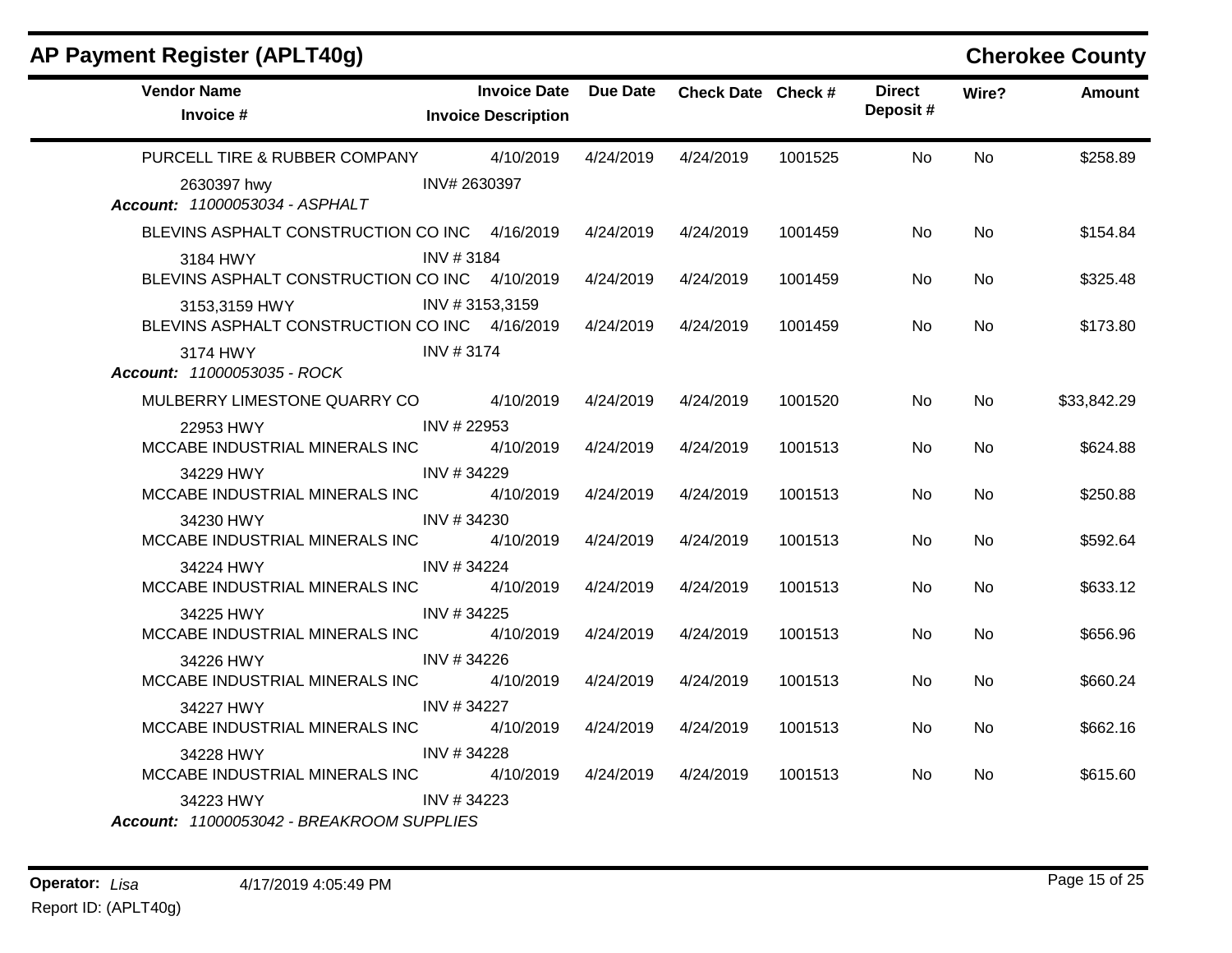## AP Payment Register (APLT40g) — Cherokee County

| Vendor Name / Invoice # | Invoice Date / Invoice Description | Due Date | Check Date | Check # | Direct Deposit # | Wire? | Amount |
|---|---|---|---|---|---|---|---|
| PURCELL TIRE & RUBBER COMPANY | 4/10/2019 | 4/24/2019 | 4/24/2019 | 1001525 | No | No | $258.89 |
| 2630397 hwy | INV# 2630397 | | | | | | |
| ***Account:*** *11000053034 - ASPHALT* | | | | | | | |
| BLEVINS ASPHALT CONSTRUCTION CO INC | 4/16/2019 | 4/24/2019 | 4/24/2019 | 1001459 | No | No | $154.84 |
| 3184 HWY | INV # 3184 | | | | | | |
| BLEVINS ASPHALT CONSTRUCTION CO INC | 4/10/2019 | 4/24/2019 | 4/24/2019 | 1001459 | No | No | $325.48 |
| 3153,3159 HWY | INV # 3153,3159 | | | | | | |
| BLEVINS ASPHALT CONSTRUCTION CO INC | 4/16/2019 | 4/24/2019 | 4/24/2019 | 1001459 | No | No | $173.80 |
| 3174 HWY | INV # 3174 | | | | | | |
| ***Account:*** *11000053035 - ROCK* | | | | | | | |
| MULBERRY LIMESTONE QUARRY CO | 4/10/2019 | 4/24/2019 | 4/24/2019 | 1001520 | No | No | $33,842.29 |
| 22953 HWY | INV # 22953 | | | | | | |
| MCCABE INDUSTRIAL MINERALS INC | 4/10/2019 | 4/24/2019 | 4/24/2019 | 1001513 | No | No | $624.88 |
| 34229 HWY | INV # 34229 | | | | | | |
| MCCABE INDUSTRIAL MINERALS INC | 4/10/2019 | 4/24/2019 | 4/24/2019 | 1001513 | No | No | $250.88 |
| 34230 HWY | INV # 34230 | | | | | | |
| MCCABE INDUSTRIAL MINERALS INC | 4/10/2019 | 4/24/2019 | 4/24/2019 | 1001513 | No | No | $592.64 |
| 34224 HWY | INV # 34224 | | | | | | |
| MCCABE INDUSTRIAL MINERALS INC | 4/10/2019 | 4/24/2019 | 4/24/2019 | 1001513 | No | No | $633.12 |
| 34225 HWY | INV # 34225 | | | | | | |
| MCCABE INDUSTRIAL MINERALS INC | 4/10/2019 | 4/24/2019 | 4/24/2019 | 1001513 | No | No | $656.96 |
| 34226 HWY | INV # 34226 | | | | | | |
| MCCABE INDUSTRIAL MINERALS INC | 4/10/2019 | 4/24/2019 | 4/24/2019 | 1001513 | No | No | $660.24 |
| 34227 HWY | INV # 34227 | | | | | | |
| MCCABE INDUSTRIAL MINERALS INC | 4/10/2019 | 4/24/2019 | 4/24/2019 | 1001513 | No | No | $662.16 |
| 34228 HWY | INV # 34228 | | | | | | |
| MCCABE INDUSTRIAL MINERALS INC | 4/10/2019 | 4/24/2019 | 4/24/2019 | 1001513 | No | No | $615.60 |
| 34223 HWY | INV # 34223 | | | | | | |
| ***Account:*** *11000053042 - BREAKROOM SUPPLIES* | | | | | | | |

**Operator:** *Lisa* 4/17/2019 4:05:49 PM

Report ID: (APLT40g)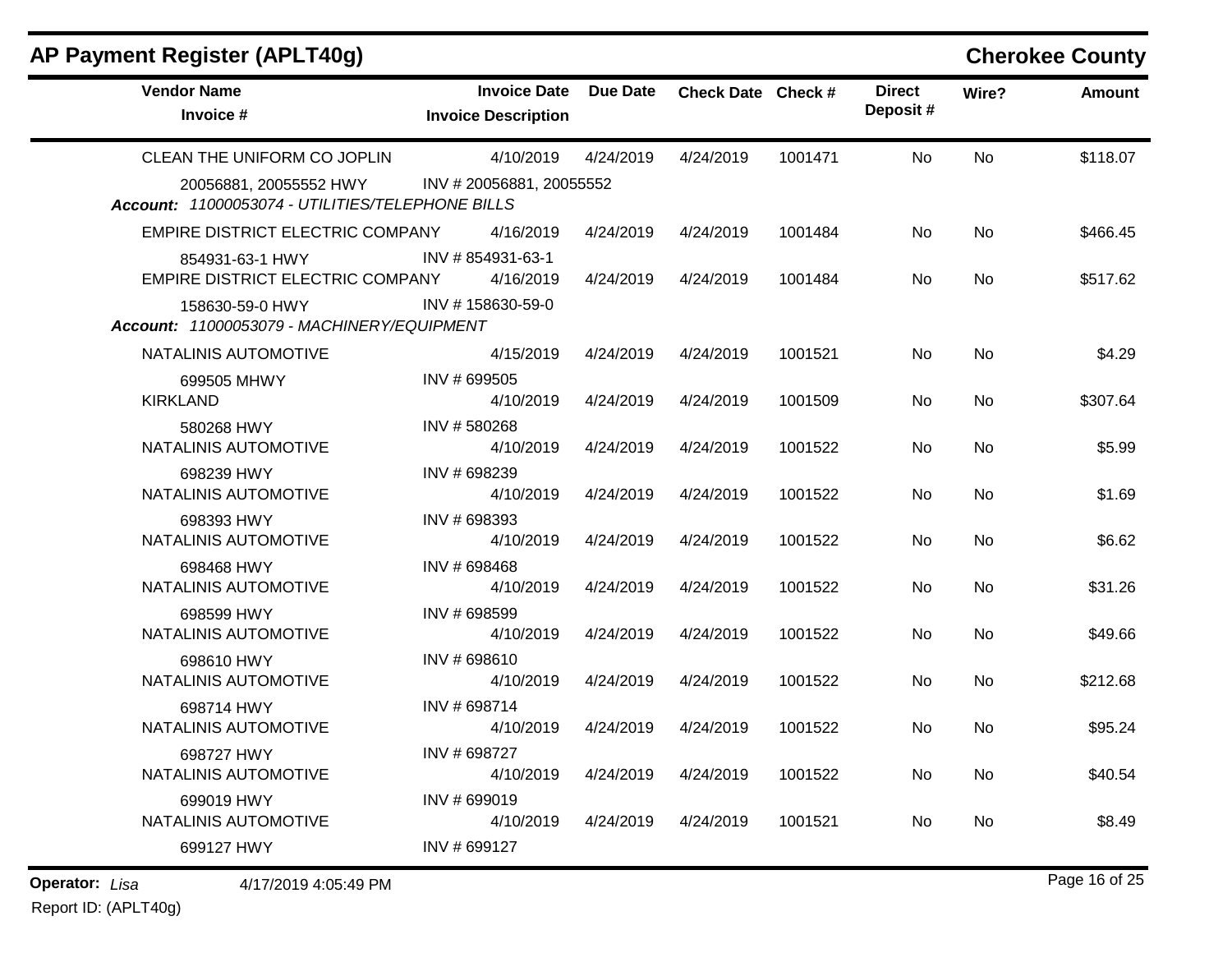## AP Payment Register (APLT40g)

**Cherokee County**

| Vendor Name / Invoice # | Invoice Date / Invoice Description | Due Date | Check Date | Check # | Direct Deposit # | Wire? | Amount |
|---|---|---|---|---|---|---|---|
| CLEAN THE UNIFORM CO JOPLIN | 4/10/2019 | 4/24/2019 | 4/24/2019 | 1001471 | No | No | $118.07 |
| 20056881, 20055552 HWY | INV # 20056881, 20055552 | | | | | | |
| ***Account:** 11000053074 - UTILITIES/TELEPHONE BILLS* | | | | | | | |
| EMPIRE DISTRICT ELECTRIC COMPANY | 4/16/2019 | 4/24/2019 | 4/24/2019 | 1001484 | No | No | $466.45 |
| 854931-63-1 HWY | INV # 854931-63-1 | | | | | | |
| EMPIRE DISTRICT ELECTRIC COMPANY | 4/16/2019 | 4/24/2019 | 4/24/2019 | 1001484 | No | No | $517.62 |
| 158630-59-0 HWY | INV # 158630-59-0 | | | | | | |
| ***Account:** 11000053079 - MACHINERY/EQUIPMENT* | | | | | | | |
| NATALINIS AUTOMOTIVE | 4/15/2019 | 4/24/2019 | 4/24/2019 | 1001521 | No | No | $4.29 |
| 699505 MHWY | INV # 699505 | | | | | | |
| KIRKLAND | 4/10/2019 | 4/24/2019 | 4/24/2019 | 1001509 | No | No | $307.64 |
| 580268 HWY | INV # 580268 | | | | | | |
| NATALINIS AUTOMOTIVE | 4/10/2019 | 4/24/2019 | 4/24/2019 | 1001522 | No | No | $5.99 |
| 698239 HWY | INV # 698239 | | | | | | |
| NATALINIS AUTOMOTIVE | 4/10/2019 | 4/24/2019 | 4/24/2019 | 1001522 | No | No | $1.69 |
| 698393 HWY | INV # 698393 | | | | | | |
| NATALINIS AUTOMOTIVE | 4/10/2019 | 4/24/2019 | 4/24/2019 | 1001522 | No | No | $6.62 |
| 698468 HWY | INV # 698468 | | | | | | |
| NATALINIS AUTOMOTIVE | 4/10/2019 | 4/24/2019 | 4/24/2019 | 1001522 | No | No | $31.26 |
| 698599 HWY | INV # 698599 | | | | | | |
| NATALINIS AUTOMOTIVE | 4/10/2019 | 4/24/2019 | 4/24/2019 | 1001522 | No | No | $49.66 |
| 698610 HWY | INV # 698610 | | | | | | |
| NATALINIS AUTOMOTIVE | 4/10/2019 | 4/24/2019 | 4/24/2019 | 1001522 | No | No | $212.68 |
| 698714 HWY | INV # 698714 | | | | | | |
| NATALINIS AUTOMOTIVE | 4/10/2019 | 4/24/2019 | 4/24/2019 | 1001522 | No | No | $95.24 |
| 698727 HWY | INV # 698727 | | | | | | |
| NATALINIS AUTOMOTIVE | 4/10/2019 | 4/24/2019 | 4/24/2019 | 1001522 | No | No | $40.54 |
| 699019 HWY | INV # 699019 | | | | | | |
| NATALINIS AUTOMOTIVE | 4/10/2019 | 4/24/2019 | 4/24/2019 | 1001521 | No | No | $8.49 |
| 699127 HWY | INV # 699127 | | | | | | |

**Operator:** *Lisa* 4/17/2019 4:05:49 PM

Report ID: (APLT40g)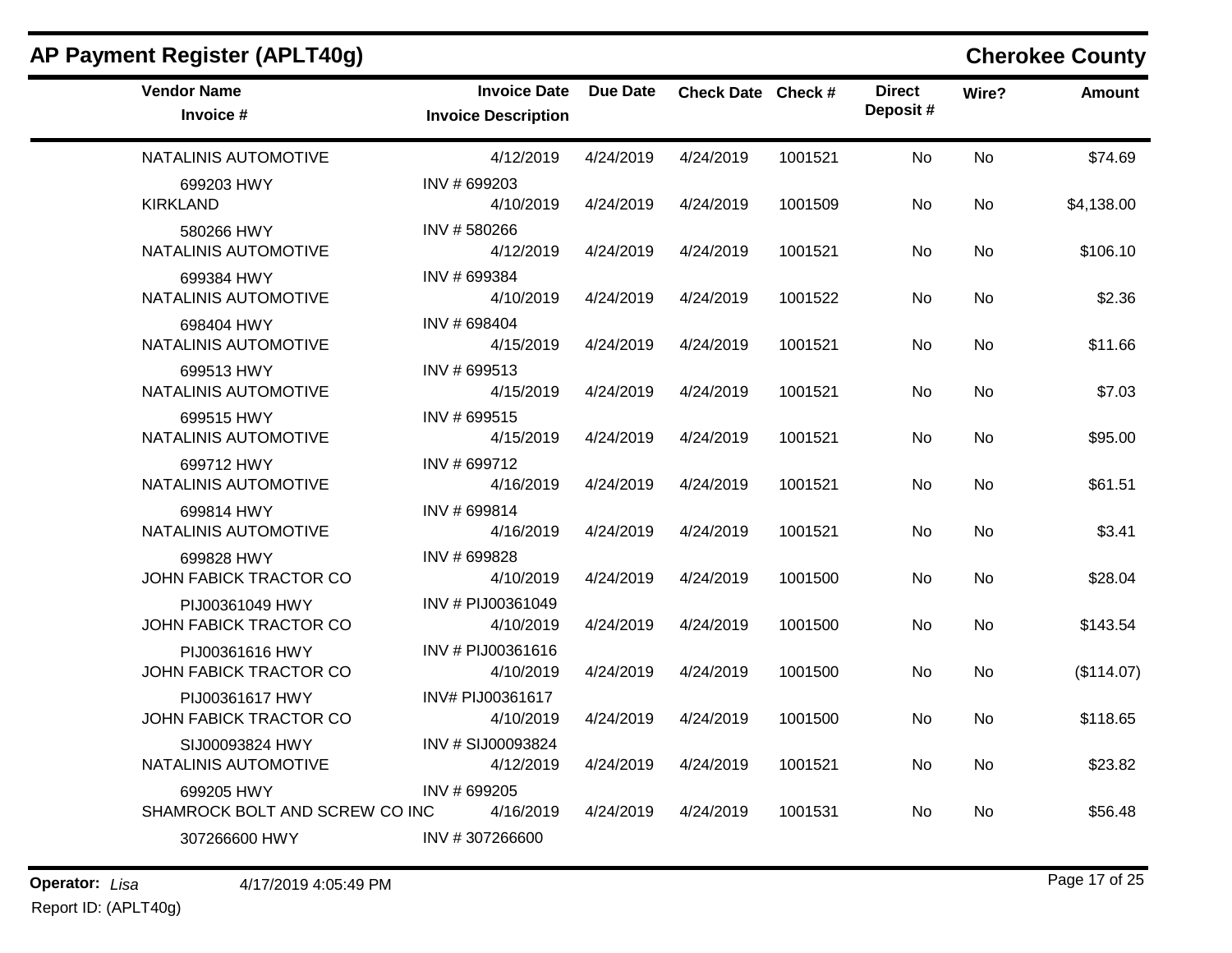## AP Payment Register (APLT40g)

**Cherokee County**

| Vendor Name / Invoice # | Invoice Date / Invoice Description | Due Date | Check Date | Check # | Direct Deposit # | Wire? | Amount |
|---|---|---|---|---|---|---|---|
| NATALINIS AUTOMOTIVE | 4/12/2019 | 4/24/2019 | 4/24/2019 | 1001521 | No | No | $74.69 |
| 699203 HWY | INV # 699203 | | | | | | |
| KIRKLAND | 4/10/2019 | 4/24/2019 | 4/24/2019 | 1001509 | No | No | $4,138.00 |
| 580266 HWY | INV # 580266 | | | | | | |
| NATALINIS AUTOMOTIVE | 4/12/2019 | 4/24/2019 | 4/24/2019 | 1001521 | No | No | $106.10 |
| 699384 HWY | INV # 699384 | | | | | | |
| NATALINIS AUTOMOTIVE | 4/10/2019 | 4/24/2019 | 4/24/2019 | 1001522 | No | No | $2.36 |
| 698404 HWY | INV # 698404 | | | | | | |
| NATALINIS AUTOMOTIVE | 4/15/2019 | 4/24/2019 | 4/24/2019 | 1001521 | No | No | $11.66 |
| 699513 HWY | INV # 699513 | | | | | | |
| NATALINIS AUTOMOTIVE | 4/15/2019 | 4/24/2019 | 4/24/2019 | 1001521 | No | No | $7.03 |
| 699515 HWY | INV # 699515 | | | | | | |
| NATALINIS AUTOMOTIVE | 4/15/2019 | 4/24/2019 | 4/24/2019 | 1001521 | No | No | $95.00 |
| 699712 HWY | INV # 699712 | | | | | | |
| NATALINIS AUTOMOTIVE | 4/16/2019 | 4/24/2019 | 4/24/2019 | 1001521 | No | No | $61.51 |
| 699814 HWY | INV # 699814 | | | | | | |
| NATALINIS AUTOMOTIVE | 4/16/2019 | 4/24/2019 | 4/24/2019 | 1001521 | No | No | $3.41 |
| 699828 HWY | INV # 699828 | | | | | | |
| JOHN FABICK TRACTOR CO | 4/10/2019 | 4/24/2019 | 4/24/2019 | 1001500 | No | No | $28.04 |
| PIJ00361049 HWY | INV # PIJ00361049 | | | | | | |
| JOHN FABICK TRACTOR CO | 4/10/2019 | 4/24/2019 | 4/24/2019 | 1001500 | No | No | $143.54 |
| PIJ00361616 HWY | INV # PIJ00361616 | | | | | | |
| JOHN FABICK TRACTOR CO | 4/10/2019 | 4/24/2019 | 4/24/2019 | 1001500 | No | No | ($114.07) |
| PIJ00361617 HWY | INV# PIJ00361617 | | | | | | |
| JOHN FABICK TRACTOR CO | 4/10/2019 | 4/24/2019 | 4/24/2019 | 1001500 | No | No | $118.65 |
| SIJ00093824 HWY | INV # SIJ00093824 | | | | | | |
| NATALINIS AUTOMOTIVE | 4/12/2019 | 4/24/2019 | 4/24/2019 | 1001521 | No | No | $23.82 |
| 699205 HWY | INV # 699205 | | | | | | |
| SHAMROCK BOLT AND SCREW CO INC | 4/16/2019 | 4/24/2019 | 4/24/2019 | 1001531 | No | No | $56.48 |
| 307266600 HWY | INV # 307266600 | | | | | | |

**Operator:** *Lisa* 4/17/2019 4:05:49 PM

Report ID: (APLT40g)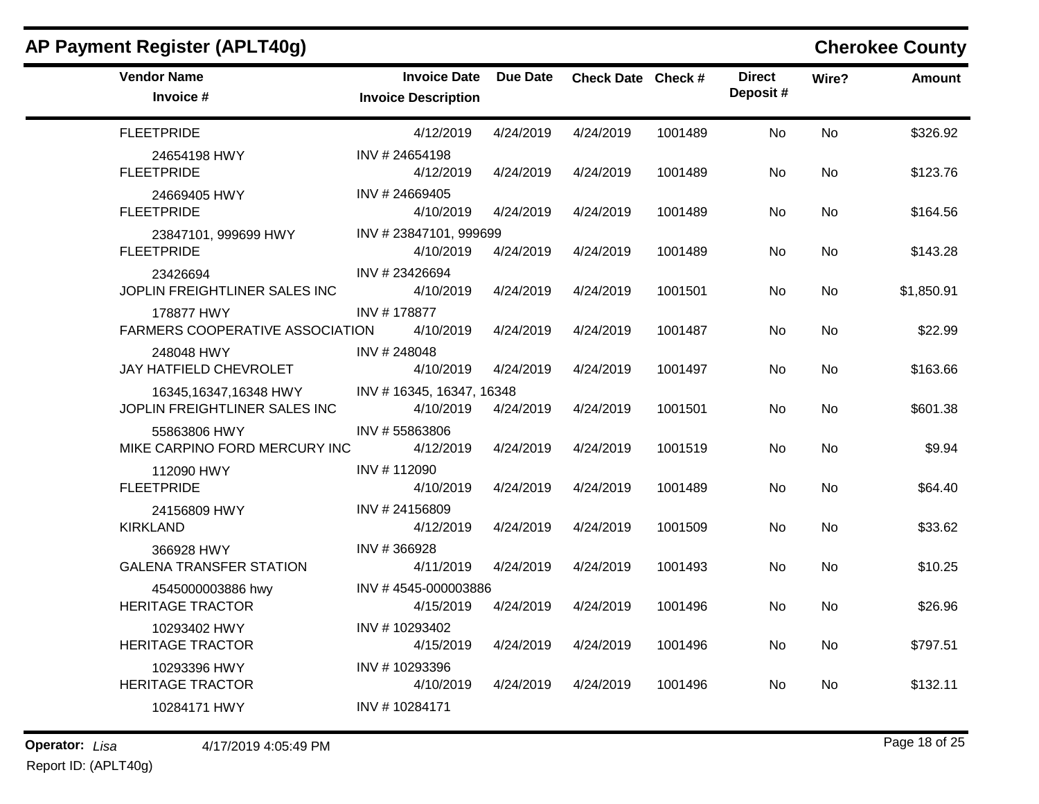## AP Payment Register (APLT40g)

## Cherokee County

| Vendor Name / Invoice # | Invoice Date / Invoice Description | Due Date | Check Date | Check # | Direct Deposit # | Wire? | Amount |
|---|---|---|---|---|---|---|---|
| FLEETPRIDE | 4/12/2019 | 4/24/2019 | 4/24/2019 | 1001489 | No | No | $326.92 |
| 24654198 HWY | INV # 24654198 | | | | | | |
| FLEETPRIDE | 4/12/2019 | 4/24/2019 | 4/24/2019 | 1001489 | No | No | $123.76 |
| 24669405 HWY | INV # 24669405 | | | | | | |
| FLEETPRIDE | 4/10/2019 | 4/24/2019 | 4/24/2019 | 1001489 | No | No | $164.56 |
| 23847101, 999699 HWY | INV # 23847101, 999699 | | | | | | |
| FLEETPRIDE | 4/10/2019 | 4/24/2019 | 4/24/2019 | 1001489 | No | No | $143.28 |
| 23426694 | INV # 23426694 | | | | | | |
| JOPLIN FREIGHTLINER SALES INC | 4/10/2019 | 4/24/2019 | 4/24/2019 | 1001501 | No | No | $1,850.91 |
| 178877 HWY | INV # 178877 | | | | | | |
| FARMERS COOPERATIVE ASSOCIATION | 4/10/2019 | 4/24/2019 | 4/24/2019 | 1001487 | No | No | $22.99 |
| 248048 HWY | INV # 248048 | | | | | | |
| JAY HATFIELD CHEVROLET | 4/10/2019 | 4/24/2019 | 4/24/2019 | 1001497 | No | No | $163.66 |
| 16345,16347,16348 HWY | INV # 16345, 16347, 16348 | | | | | | |
| JOPLIN FREIGHTLINER SALES INC | 4/10/2019 | 4/24/2019 | 4/24/2019 | 1001501 | No | No | $601.38 |
| 55863806 HWY | INV # 55863806 | | | | | | |
| MIKE CARPINO FORD MERCURY INC | 4/12/2019 | 4/24/2019 | 4/24/2019 | 1001519 | No | No | $9.94 |
| 112090 HWY | INV # 112090 | | | | | | |
| FLEETPRIDE | 4/10/2019 | 4/24/2019 | 4/24/2019 | 1001489 | No | No | $64.40 |
| 24156809 HWY | INV # 24156809 | | | | | | |
| KIRKLAND | 4/12/2019 | 4/24/2019 | 4/24/2019 | 1001509 | No | No | $33.62 |
| 366928 HWY | INV # 366928 | | | | | | |
| GALENA TRANSFER STATION | 4/11/2019 | 4/24/2019 | 4/24/2019 | 1001493 | No | No | $10.25 |
| 4545000003886 hwy | INV # 4545-000003886 | | | | | | |
| HERITAGE TRACTOR | 4/15/2019 | 4/24/2019 | 4/24/2019 | 1001496 | No | No | $26.96 |
| 10293402 HWY | INV # 10293402 | | | | | | |
| HERITAGE TRACTOR | 4/15/2019 | 4/24/2019 | 4/24/2019 | 1001496 | No | No | $797.51 |
| 10293396 HWY | INV # 10293396 | | | | | | |
| HERITAGE TRACTOR | 4/10/2019 | 4/24/2019 | 4/24/2019 | 1001496 | No | No | $132.11 |
| 10284171 HWY | INV # 10284171 | | | | | | |

**Operator:** *Lisa* 4/17/2019 4:05:49 PM

Report ID: (APLT40g)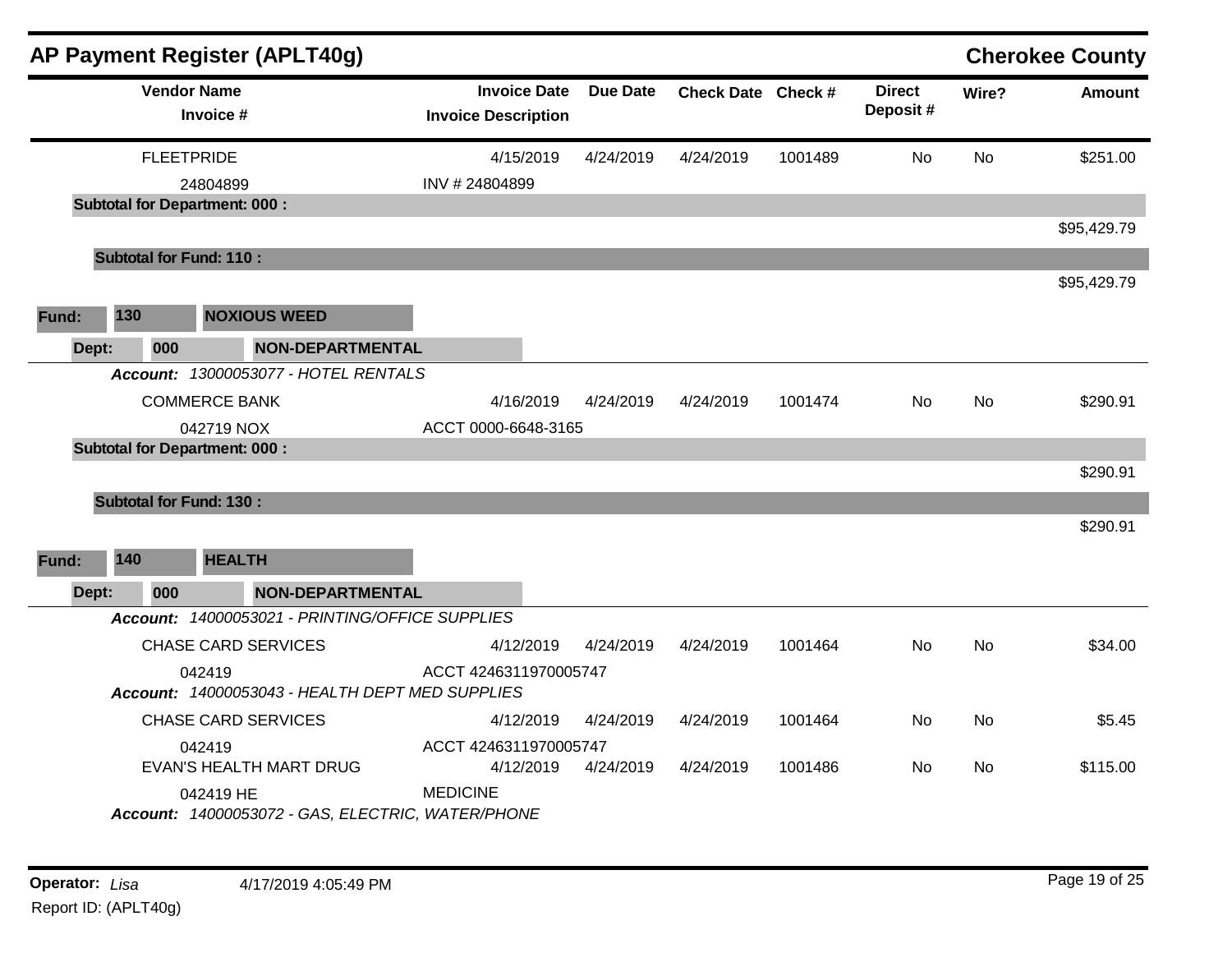# AP Payment Register (APLT40g)

**Cherokee County**

| Vendor Name / Invoice # | Invoice Date / Invoice Description | Due Date | Check Date | Check # | Direct Deposit # | Wire? | Amount |
|---|---|---|---|---|---|---|---|
| FLEETPRIDE | 4/15/2019 | 4/24/2019 | 4/24/2019 | 1001489 | No | No | $251.00 |
| 24804899 | INV # 24804899 | | | | | | |
| **Subtotal for Department: 000 :** | | | | | | | $95,429.79 |
| **Subtotal for Fund: 110 :** | | | | | | | $95,429.79 |
| **Fund: 130 NOXIOUS WEED** | | | | | | | |
| **Dept: 000 NON-DEPARTMENTAL** | | | | | | | |
| ***Account:*** *13000053077 - HOTEL RENTALS* | | | | | | | |
| COMMERCE BANK | 4/16/2019 | 4/24/2019 | 4/24/2019 | 1001474 | No | No | $290.91 |
| 042719 NOX | ACCT 0000-6648-3165 | | | | | | |
| **Subtotal for Department: 000 :** | | | | | | | $290.91 |
| **Subtotal for Fund: 130 :** | | | | | | | $290.91 |
| **Fund: 140 HEALTH** | | | | | | | |
| **Dept: 000 NON-DEPARTMENTAL** | | | | | | | |
| ***Account:*** *14000053021 - PRINTING/OFFICE SUPPLIES* | | | | | | | |
| CHASE CARD SERVICES | 4/12/2019 | 4/24/2019 | 4/24/2019 | 1001464 | No | No | $34.00 |
| 042419 | ACCT 4246311970005747 | | | | | | |
| ***Account:*** *14000053043 - HEALTH DEPT MED SUPPLIES* | | | | | | | |
| CHASE CARD SERVICES | 4/12/2019 | 4/24/2019 | 4/24/2019 | 1001464 | No | No | $5.45 |
| 042419 | ACCT 4246311970005747 | | | | | | |
| EVAN'S HEALTH MART DRUG | 4/12/2019 | 4/24/2019 | 4/24/2019 | 1001486 | No | No | $115.00 |
| 042419 HE | MEDICINE | | | | | | |
| ***Account:*** *14000053072 - GAS, ELECTRIC, WATER/PHONE* | | | | | | | |

**Operator:** *Lisa* 4/17/2019 4:05:49 PM

Report ID: (APLT40g)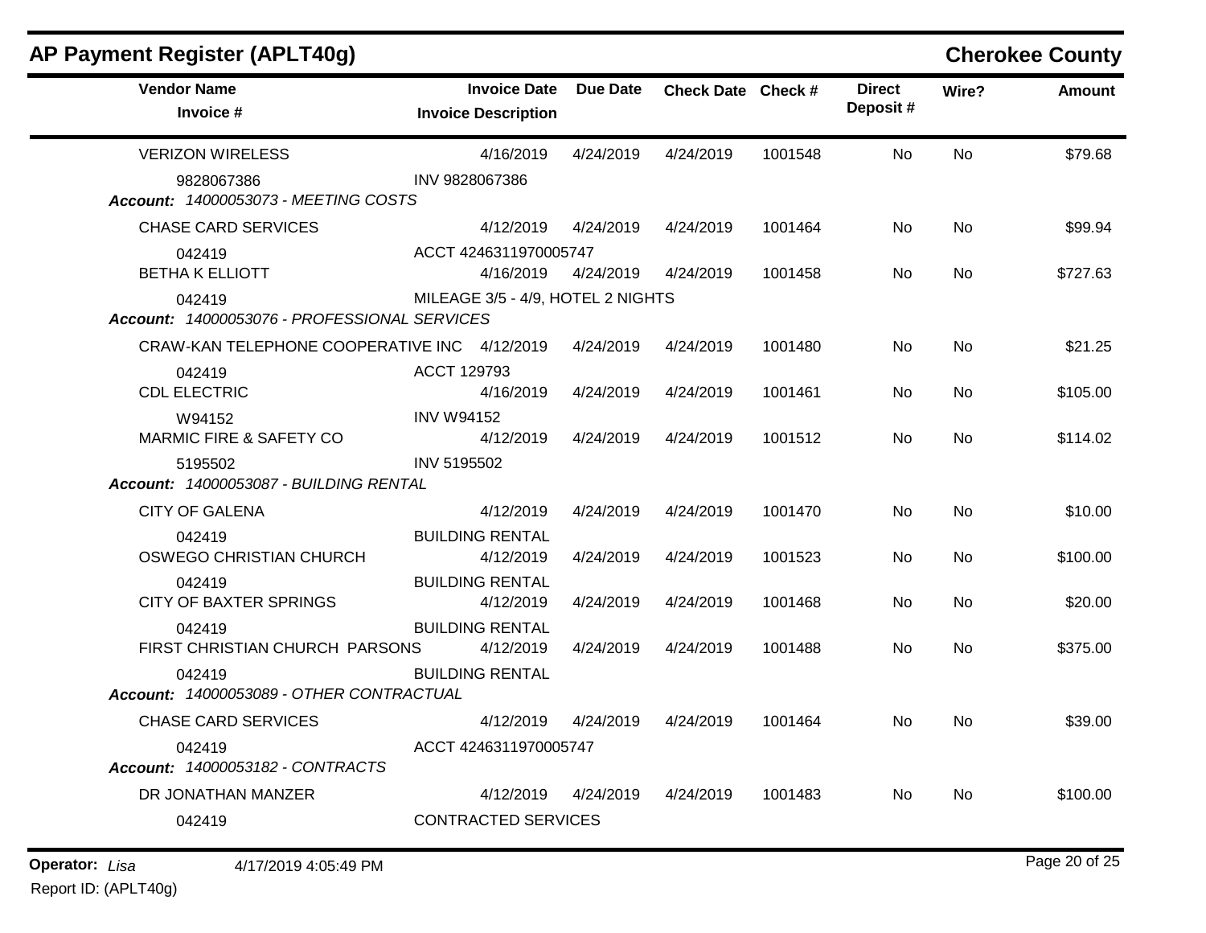## AP Payment Register (APLT40g)

**Cherokee County**

| Vendor Name / Invoice # | Invoice Date / Invoice Description | Due Date | Check Date | Check # | Direct Deposit # | Wire? | Amount |
|---|---|---|---|---|---|---|---|
| VERIZON WIRELESS | 4/16/2019 | 4/24/2019 | 4/24/2019 | 1001548 | No | No | $79.68 |
| 9828067386 | INV 9828067386 | | | | | | |
| ***Account: 14000053073 - MEETING COSTS*** | | | | | | | |
| CHASE CARD SERVICES | 4/12/2019 | 4/24/2019 | 4/24/2019 | 1001464 | No | No | $99.94 |
| 042419 | ACCT 4246311970005747 | | | | | | |
| BETHA K ELLIOTT | 4/16/2019 | 4/24/2019 | 4/24/2019 | 1001458 | No | No | $727.63 |
| 042419 | MILEAGE 3/5 - 4/9, HOTEL 2 NIGHTS | | | | | | |
| ***Account: 14000053076 - PROFESSIONAL SERVICES*** | | | | | | | |
| CRAW-KAN TELEPHONE COOPERATIVE INC | 4/12/2019 | 4/24/2019 | 4/24/2019 | 1001480 | No | No | $21.25 |
| 042419 | ACCT 129793 | | | | | | |
| CDL ELECTRIC | 4/16/2019 | 4/24/2019 | 4/24/2019 | 1001461 | No | No | $105.00 |
| W94152 | INV W94152 | | | | | | |
| MARMIC FIRE & SAFETY CO | 4/12/2019 | 4/24/2019 | 4/24/2019 | 1001512 | No | No | $114.02 |
| 5195502 | INV 5195502 | | | | | | |
| ***Account: 14000053087 - BUILDING RENTAL*** | | | | | | | |
| CITY OF GALENA | 4/12/2019 | 4/24/2019 | 4/24/2019 | 1001470 | No | No | $10.00 |
| 042419 | BUILDING RENTAL | | | | | | |
| OSWEGO CHRISTIAN CHURCH | 4/12/2019 | 4/24/2019 | 4/24/2019 | 1001523 | No | No | $100.00 |
| 042419 | BUILDING RENTAL | | | | | | |
| CITY OF BAXTER SPRINGS | 4/12/2019 | 4/24/2019 | 4/24/2019 | 1001468 | No | No | $20.00 |
| 042419 | BUILDING RENTAL | | | | | | |
| FIRST CHRISTIAN CHURCH PARSONS | 4/12/2019 | 4/24/2019 | 4/24/2019 | 1001488 | No | No | $375.00 |
| 042419 | BUILDING RENTAL | | | | | | |
| ***Account: 14000053089 - OTHER CONTRACTUAL*** | | | | | | | |
| CHASE CARD SERVICES | 4/12/2019 | 4/24/2019 | 4/24/2019 | 1001464 | No | No | $39.00 |
| 042419 | ACCT 4246311970005747 | | | | | | |
| ***Account: 14000053182 - CONTRACTS*** | | | | | | | |
| DR JONATHAN MANZER | 4/12/2019 | 4/24/2019 | 4/24/2019 | 1001483 | No | No | $100.00 |
| 042419 | CONTRACTED SERVICES | | | | | | |

**Operator:** *Lisa* 4/17/2019 4:05:49 PM

Report ID: (APLT40g)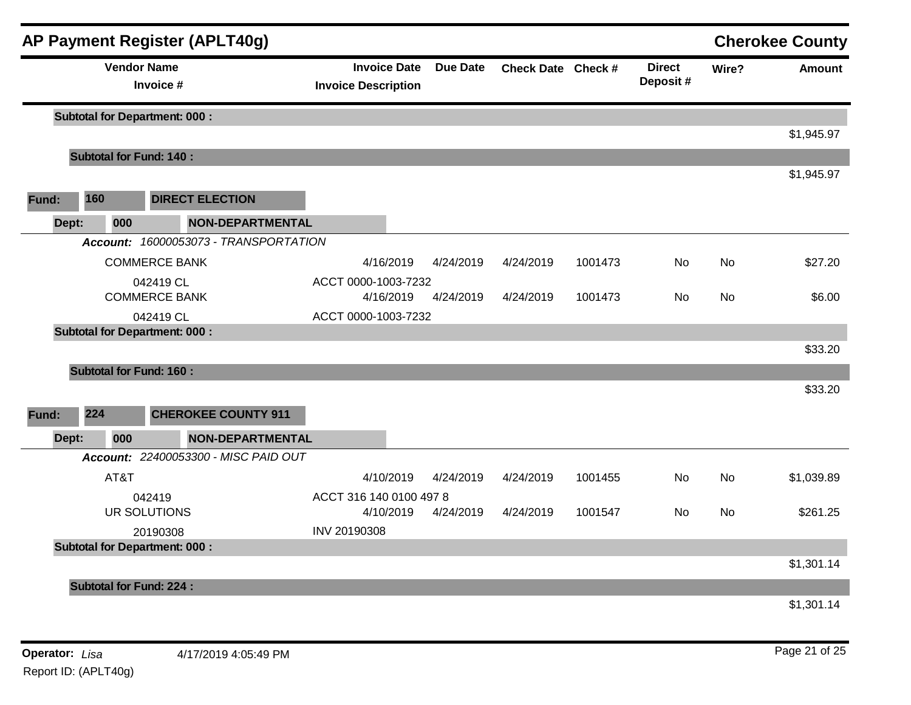## AP Payment Register (APLT40g)

**Cherokee County**

| Vendor Name / Invoice # | Invoice Date / Invoice Description | Due Date | Check Date | Check # | Direct Deposit # | Wire? | Amount |
|---|---|---|---|---|---|---|---|
| **Subtotal for Department: 000 :** | | | | | | | $1,945.97 |
| **Subtotal for Fund: 140 :** | | | | | | | $1,945.97 |

**Fund:** 160 **DIRECT ELECTION**

**Dept:** 000 **NON-DEPARTMENTAL**

***Account:*** *16000053073 - TRANSPORTATION*

| Vendor Name / Invoice # | Invoice Date / Invoice Description | Due Date | Check Date | Check # | Direct Deposit # | Wire? | Amount |
|---|---|---|---|---|---|---|---|
| COMMERCE BANK | 4/16/2019 | 4/24/2019 | 4/24/2019 | 1001473 | No | No | $27.20 |
| 042419 CL | ACCT 0000-1003-7232 | | | | | | |
| COMMERCE BANK | 4/16/2019 | 4/24/2019 | 4/24/2019 | 1001473 | No | No | $6.00 |
| 042419 CL | ACCT 0000-1003-7232 | | | | | | |
| **Subtotal for Department: 000 :** | | | | | | | $33.20 |
| **Subtotal for Fund: 160 :** | | | | | | | $33.20 |

**Fund:** 224 **CHEROKEE COUNTY 911**

**Dept:** 000 **NON-DEPARTMENTAL**

***Account:*** *22400053300 - MISC PAID OUT*

| Vendor Name / Invoice # | Invoice Date / Invoice Description | Due Date | Check Date | Check # | Direct Deposit # | Wire? | Amount |
|---|---|---|---|---|---|---|---|
| AT&T | 4/10/2019 | 4/24/2019 | 4/24/2019 | 1001455 | No | No | $1,039.89 |
| 042419 | ACCT 316 140 0100 497 8 | | | | | | |
| UR SOLUTIONS | 4/10/2019 | 4/24/2019 | 4/24/2019 | 1001547 | No | No | $261.25 |
| 20190308 | INV 20190308 | | | | | | |
| **Subtotal for Department: 000 :** | | | | | | | $1,301.14 |
| **Subtotal for Fund: 224 :** | | | | | | | $1,301.14 |

**Operator:** *Lisa* 4/17/2019 4:05:49 PM

Report ID: (APLT40g)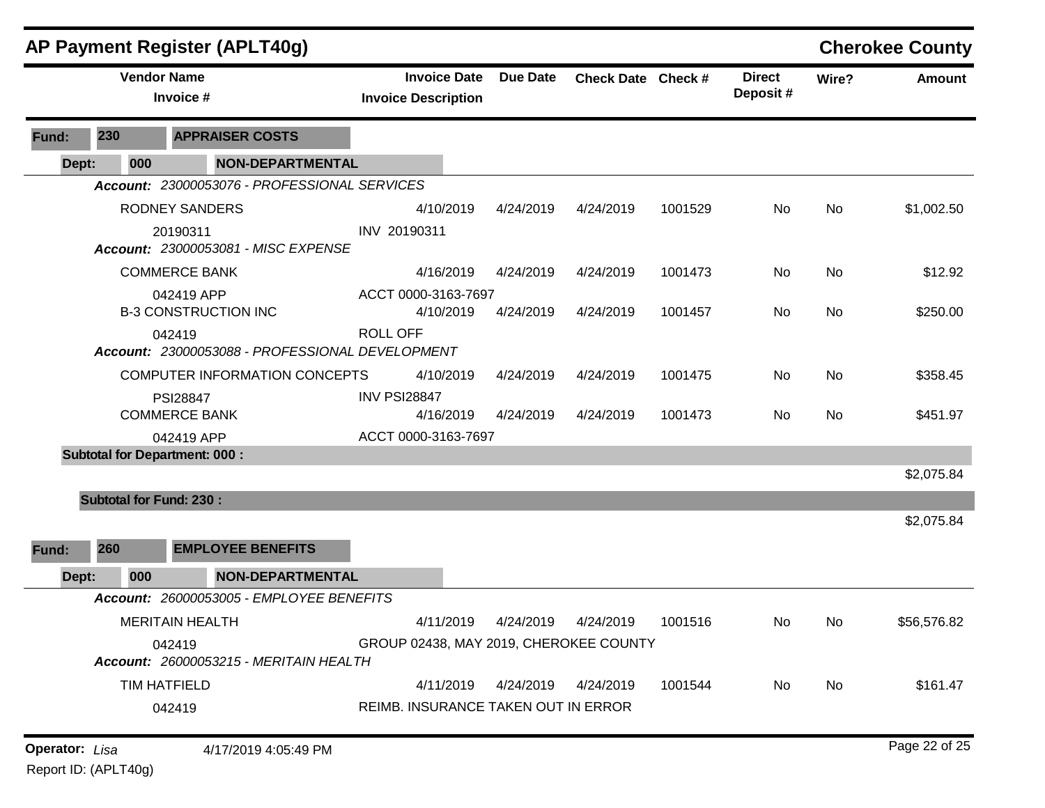## AP Payment Register (APLT40g)

**Cherokee County**

| Vendor Name / Invoice # | Invoice Date / Invoice Description | Due Date | Check Date | Check # | Direct Deposit # | Wire? | Amount |
|---|---|---|---|---|---|---|---|
| **Fund: 230 APPRAISER COSTS** | | | | | | | |
| **Dept: 000 NON-DEPARTMENTAL** | | | | | | | |
| ***Account: 23000053076 - PROFESSIONAL SERVICES*** | | | | | | | |
| RODNEY SANDERS | 4/10/2019 | 4/24/2019 | 4/24/2019 | 1001529 | No | No | $1,002.50 |
| 20190311 | INV 20190311 | | | | | | |
| ***Account: 23000053081 - MISC EXPENSE*** | | | | | | | |
| COMMERCE BANK | 4/16/2019 | 4/24/2019 | 4/24/2019 | 1001473 | No | No | $12.92 |
| 042419 APP | ACCT 0000-3163-7697 | | | | | | |
| B-3 CONSTRUCTION INC | 4/10/2019 | 4/24/2019 | 4/24/2019 | 1001457 | No | No | $250.00 |
| 042419 | ROLL OFF | | | | | | |
| ***Account: 23000053088 - PROFESSIONAL DEVELOPMENT*** | | | | | | | |
| COMPUTER INFORMATION CONCEPTS | 4/10/2019 | 4/24/2019 | 4/24/2019 | 1001475 | No | No | $358.45 |
| PSI28847 | INV PSI28847 | | | | | | |
| COMMERCE BANK | 4/16/2019 | 4/24/2019 | 4/24/2019 | 1001473 | No | No | $451.97 |
| 042419 APP | ACCT 0000-3163-7697 | | | | | | |
| **Subtotal for Department: 000 :** | | | | | | | $2,075.84 |
| **Subtotal for Fund: 230 :** | | | | | | | $2,075.84 |
| **Fund: 260 EMPLOYEE BENEFITS** | | | | | | | |
| **Dept: 000 NON-DEPARTMENTAL** | | | | | | | |
| ***Account: 26000053005 - EMPLOYEE BENEFITS*** | | | | | | | |
| MERITAIN HEALTH | 4/11/2019 | 4/24/2019 | 4/24/2019 | 1001516 | No | No | $56,576.82 |
| 042419 | GROUP 02438, MAY 2019, CHEROKEE COUNTY | | | | | | |
| ***Account: 26000053215 - MERITAIN HEALTH*** | | | | | | | |
| TIM HATFIELD | 4/11/2019 | 4/24/2019 | 4/24/2019 | 1001544 | No | No | $161.47 |
| 042419 | REIMB. INSURANCE TAKEN OUT IN ERROR | | | | | | |

**Operator:** *Lisa* 4/17/2019 4:05:49 PM

Report ID: (APLT40g)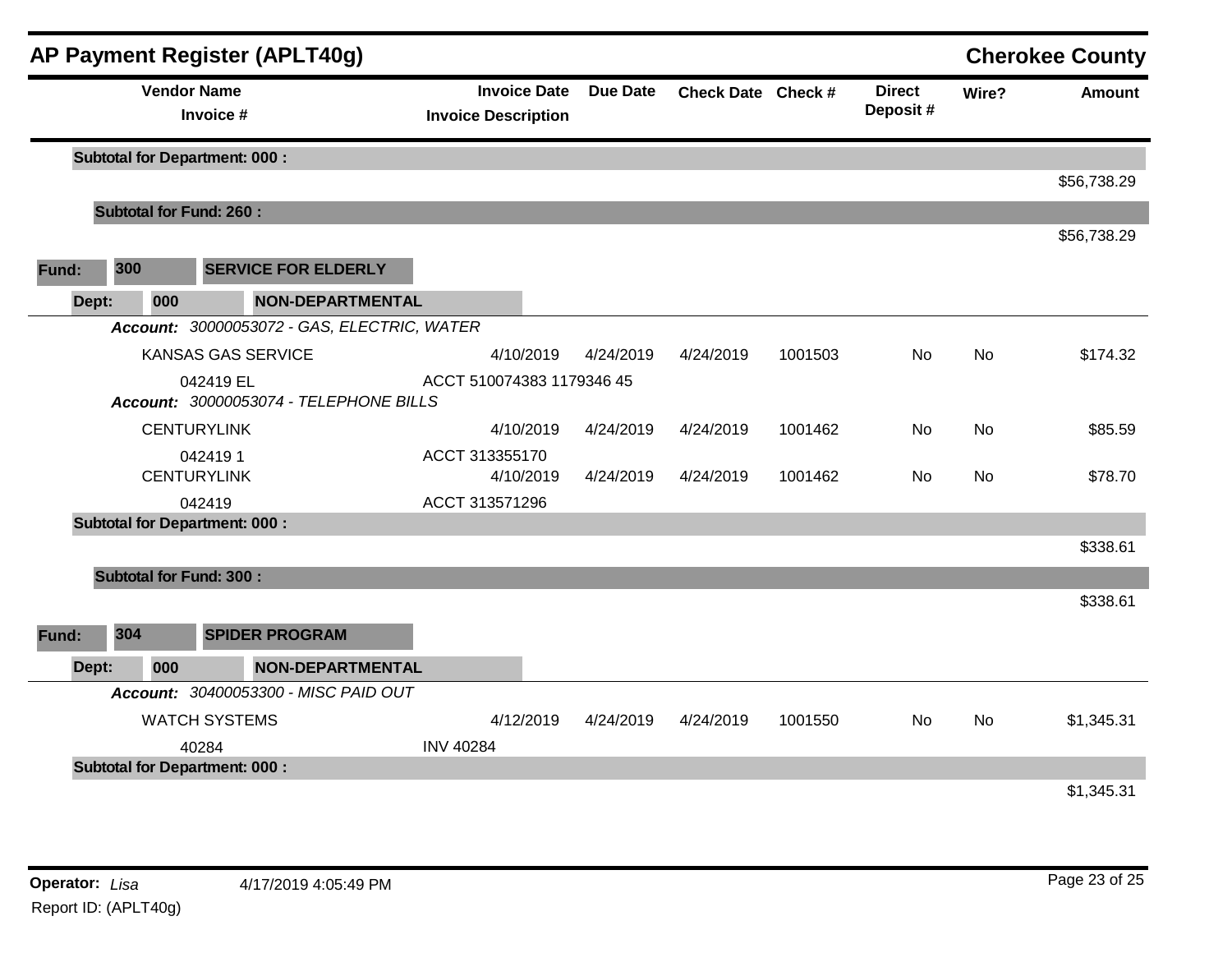# AP Payment Register (APLT40g)

**Cherokee County**

| Vendor Name / Invoice # | Invoice Date / Invoice Description | Due Date | Check Date | Check # | Direct Deposit # | Wire? | Amount |
|---|---|---|---|---|---|---|---|
| **Subtotal for Department: 000 :** | | | | | | | $56,738.29 |
| **Subtotal for Fund: 260 :** | | | | | | | $56,738.29 |

**Fund: 300 SERVICE FOR ELDERLY**

**Dept: 000 NON-DEPARTMENTAL**

***Account:*** *30000053072 - GAS, ELECTRIC, WATER*

| Vendor Name / Invoice # | Invoice Date / Invoice Description | Due Date | Check Date | Check # | Direct Deposit # | Wire? | Amount |
|---|---|---|---|---|---|---|---|
| KANSAS GAS SERVICE | 4/10/2019 | 4/24/2019 | 4/24/2019 | 1001503 | No | No | $174.32 |
| 042419 EL | ACCT 510074383 1179346 45 | | | | | | |

***Account:*** *30000053074 - TELEPHONE BILLS*

| Vendor Name / Invoice # | Invoice Date / Invoice Description | Due Date | Check Date | Check # | Direct Deposit # | Wire? | Amount |
|---|---|---|---|---|---|---|---|
| CENTURYLINK | 4/10/2019 | 4/24/2019 | 4/24/2019 | 1001462 | No | No | $85.59 |
| 042419 1 | ACCT 313355170 | | | | | | |
| CENTURYLINK | 4/10/2019 | 4/24/2019 | 4/24/2019 | 1001462 | No | No | $78.70 |
| 042419 | ACCT 313571296 | | | | | | |
| **Subtotal for Department: 000 :** | | | | | | | $338.61 |
| **Subtotal for Fund: 300 :** | | | | | | | $338.61 |

**Fund: 304 SPIDER PROGRAM**

**Dept: 000 NON-DEPARTMENTAL**

***Account:*** *30400053300 - MISC PAID OUT*

| Vendor Name / Invoice # | Invoice Date / Invoice Description | Due Date | Check Date | Check # | Direct Deposit # | Wire? | Amount |
|---|---|---|---|---|---|---|---|
| WATCH SYSTEMS | 4/12/2019 | 4/24/2019 | 4/24/2019 | 1001550 | No | No | $1,345.31 |
| 40284 | INV 40284 | | | | | | |
| **Subtotal for Department: 000 :** | | | | | | | $1,345.31 |

**Operator:** *Lisa* 4/17/2019 4:05:49 PM

Report ID: (APLT40g)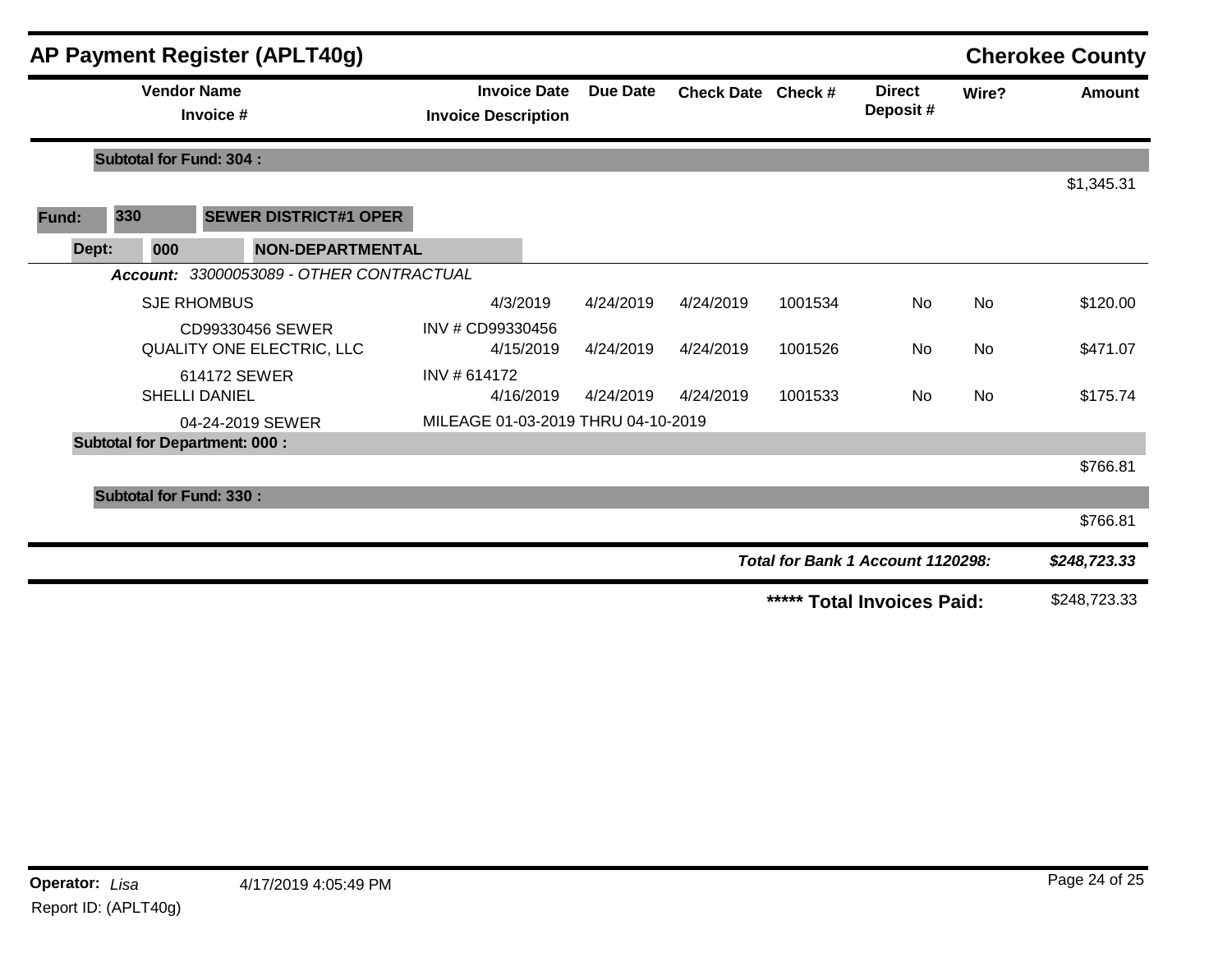## AP Payment Register (APLT40g) — Cherokee County

| Vendor Name / Invoice # | Invoice Date / Invoice Description | Due Date | Check Date | Check # | Direct Deposit # | Wire? | Amount |
|---|---|---|---|---|---|---|---|
| **Subtotal for Fund: 304 :** | | | | | | | $1,345.31 |

**Fund:** 330 **SEWER DISTRICT#1 OPER**

**Dept:** 000 **NON-DEPARTMENTAL**

***Account:*** *33000053089 - OTHER CONTRACTUAL*

| Vendor Name / Invoice # | Invoice Date / Invoice Description | Due Date | Check Date | Check # | Direct Deposit # | Wire? | Amount |
|---|---|---|---|---|---|---|---|
| SJE RHOMBUS | 4/3/2019 | 4/24/2019 | 4/24/2019 | 1001534 | No | No | $120.00 |
| CD99330456 SEWER | INV # CD99330456 | | | | | | |
| QUALITY ONE ELECTRIC, LLC | 4/15/2019 | 4/24/2019 | 4/24/2019 | 1001526 | No | No | $471.07 |
| 614172 SEWER | INV # 614172 | | | | | | |
| SHELLI DANIEL | 4/16/2019 | 4/24/2019 | 4/24/2019 | 1001533 | No | No | $175.74 |
| 04-24-2019 SEWER | MILEAGE 01-03-2019 THRU 04-10-2019 | | | | | | |
| **Subtotal for Department: 000 :** | | | | | | | $766.81 |
| **Subtotal for Fund: 330 :** | | | | | | | $766.81 |

***Total for Bank 1 Account 1120298:*** ***$248,723.33***

**\*\*\*\*\* Total Invoices Paid:** $248,723.33

**Operator:** *Lisa* 4/17/2019 4:05:49 PM

Report ID: (APLT40g)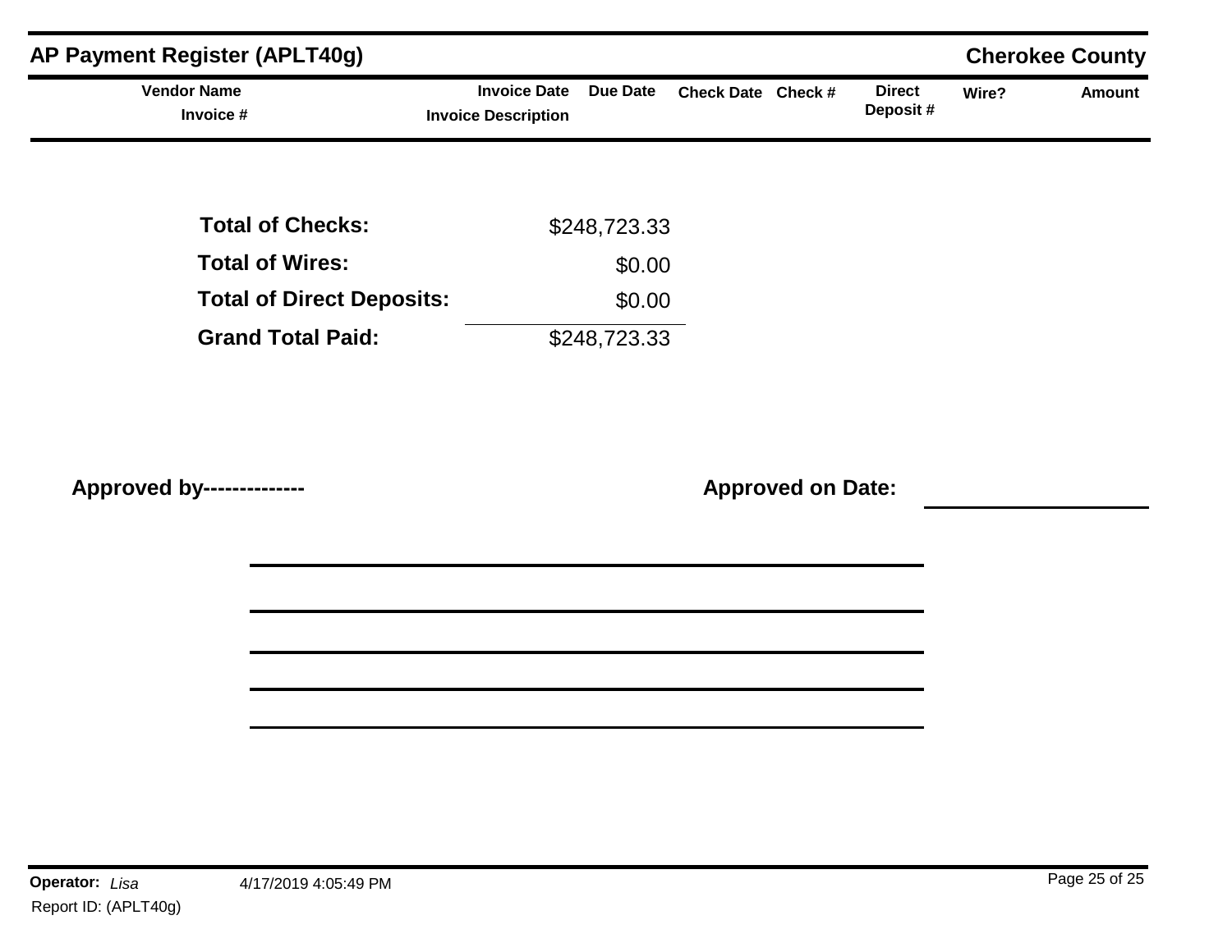## AP Payment Register (APLT40g)

**Cherokee County**

| Vendor Name / Invoice # | Invoice Date / Invoice Description | Due Date | Check Date | Check # | Direct Deposit # | Wire? | Amount |
|---|---|---|---|---|---|---|---|

| | |
|---|---|
| **Total of Checks:** | $248,723.33 |
| **Total of Wires:** | $0.00 |
| **Total of Direct Deposits:** | $0.00 |
| **Grand Total Paid:** | $248,723.33 |

**Approved by--------------**

**Approved on Date:** ____________________

______________________________________________

______________________________________________

______________________________________________

______________________________________________

______________________________________________

**Operator:** *Lisa* 4/17/2019 4:05:49 PM

Report ID: (APLT40g)